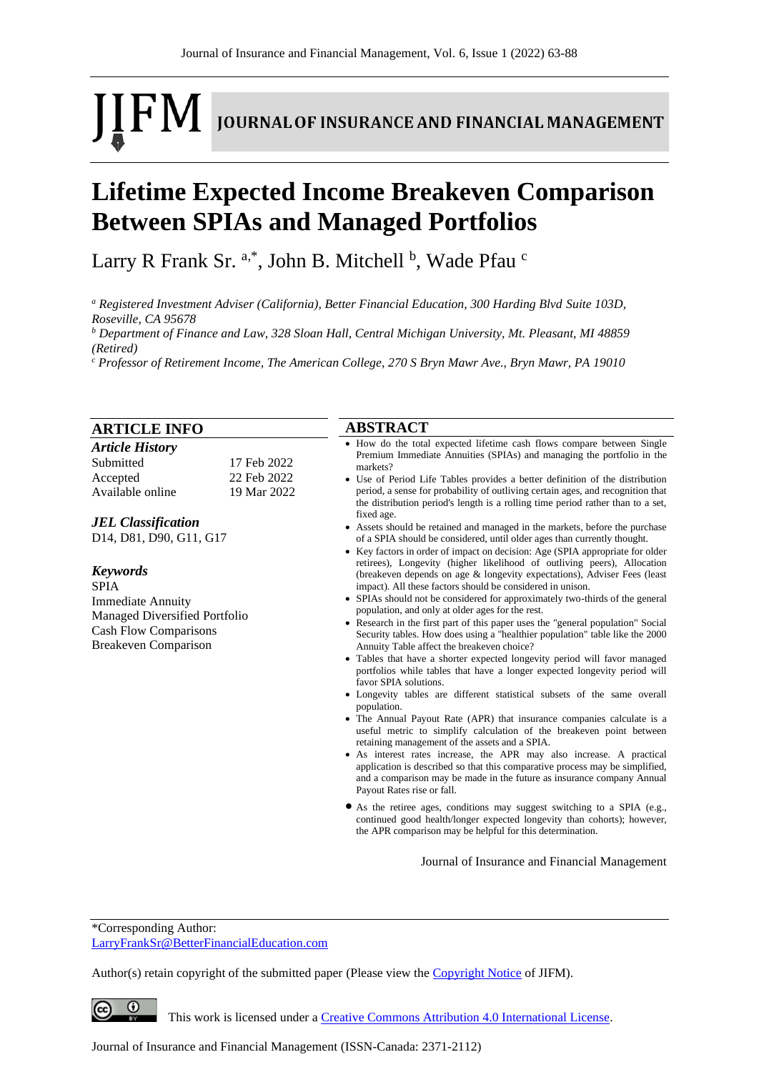# Lifetime Expected Income Breakeven Comparison Between SPIAs and Managed Portfolios

Larry R Frank Sr. [a,*], John B. Mitchell [b], Wade Pfau [c]

[a] *Registered Investment Adviser (California), Better Financial Education, 300 Harding Blvd Suite 103D, Roseville, CA 95678*

[b] *Department of Finance and Law, 328 Sloan Hall, Central Michigan University, Mt. Pleasant, MI 48859 (Retired)*

[c] *Professor of Retirement Income, The American College, 270 S Bryn Mawr Ave., Bryn Mawr, PA 19010*

## ARTICLE INFO

### *Article History*

| | |
|---|---|
| Submitted | 17 Feb 2022 |
| Accepted | 22 Feb 2022 |
| Available online | 19 Mar 2022 |

### *JEL Classification*

D14, D81, D90, G11, G17

### *Keywords*

SPIA
Immediate Annuity
Managed Diversified Portfolio
Cash Flow Comparisons
Breakeven Comparison

## ABSTRACT

- How do the total expected lifetime cash flows compare between Single Premium Immediate Annuities (SPIAs) and managing the portfolio in the markets?
- Use of Period Life Tables provides a better definition of the distribution period, a sense for probability of outliving certain ages, and recognition that the distribution period's length is a rolling time period rather than to a set, fixed age.
- Assets should be retained and managed in the markets, before the purchase of a SPIA should be considered, until older ages than currently thought.
- Key factors in order of impact on decision: Age (SPIA appropriate for older retirees), Longevity (higher likelihood of outliving peers), Allocation (breakeven depends on age & longevity expectations), Adviser Fees (least impact). All these factors should be considered in unison.
- SPIAs should not be considered for approximately two-thirds of the general population, and only at older ages for the rest.
- Research in the first part of this paper uses the "general population" Social Security tables. How does using a "healthier population" table like the 2000 Annuity Table affect the breakeven choice?
- Tables that have a shorter expected longevity period will favor managed portfolios while tables that have a longer expected longevity period will favor SPIA solutions.
- Longevity tables are different statistical subsets of the same overall population.
- The Annual Payout Rate (APR) that insurance companies calculate is a useful metric to simplify calculation of the breakeven point between retaining management of the assets and a SPIA.
- As interest rates increase, the APR may also increase. A practical application is described so that this comparative process may be simplified, and a comparison may be made in the future as insurance company Annual Payout Rates rise or fall.
- As the retiree ages, conditions may suggest switching to a SPIA (e.g., continued good health/longer expected longevity than cohorts); however, the APR comparison may be helpful for this determination.

Journal of Insurance and Financial Management

---

*Corresponding Author:
LarryFrankSr@BetterFinancialEducation.com

Author(s) retain copyright of the submitted paper (Please view the Copyright Notice of JIFM).

This work is licensed under a Creative Commons Attribution 4.0 International License.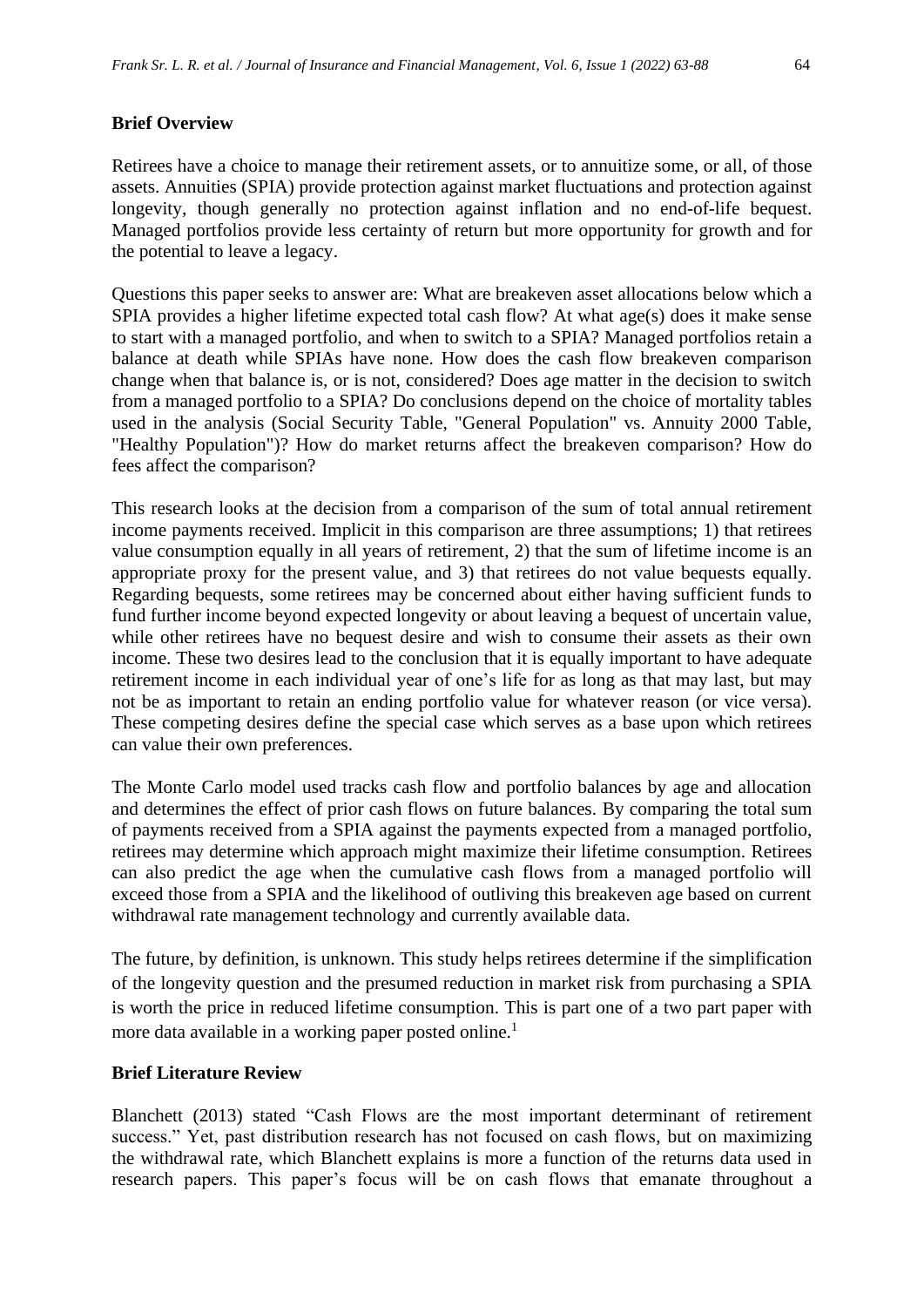## Brief Overview

Retirees have a choice to manage their retirement assets, or to annuitize some, or all, of those assets. Annuities (SPIA) provide protection against market fluctuations and protection against longevity, though generally no protection against inflation and no end-of-life bequest. Managed portfolios provide less certainty of return but more opportunity for growth and for the potential to leave a legacy.

Questions this paper seeks to answer are: What are breakeven asset allocations below which a SPIA provides a higher lifetime expected total cash flow? At what age(s) does it make sense to start with a managed portfolio, and when to switch to a SPIA? Managed portfolios retain a balance at death while SPIAs have none. How does the cash flow breakeven comparison change when that balance is, or is not, considered? Does age matter in the decision to switch from a managed portfolio to a SPIA? Do conclusions depend on the choice of mortality tables used in the analysis (Social Security Table, "General Population" vs. Annuity 2000 Table, "Healthy Population")? How do market returns affect the breakeven comparison? How do fees affect the comparison?

This research looks at the decision from a comparison of the sum of total annual retirement income payments received. Implicit in this comparison are three assumptions; 1) that retirees value consumption equally in all years of retirement, 2) that the sum of lifetime income is an appropriate proxy for the present value, and 3) that retirees do not value bequests equally. Regarding bequests, some retirees may be concerned about either having sufficient funds to fund further income beyond expected longevity or about leaving a bequest of uncertain value, while other retirees have no bequest desire and wish to consume their assets as their own income. These two desires lead to the conclusion that it is equally important to have adequate retirement income in each individual year of one's life for as long as that may last, but may not be as important to retain an ending portfolio value for whatever reason (or vice versa). These competing desires define the special case which serves as a base upon which retirees can value their own preferences.

The Monte Carlo model used tracks cash flow and portfolio balances by age and allocation and determines the effect of prior cash flows on future balances. By comparing the total sum of payments received from a SPIA against the payments expected from a managed portfolio, retirees may determine which approach might maximize their lifetime consumption. Retirees can also predict the age when the cumulative cash flows from a managed portfolio will exceed those from a SPIA and the likelihood of outliving this breakeven age based on current withdrawal rate management technology and currently available data.

The future, by definition, is unknown. This study helps retirees determine if the simplification of the longevity question and the presumed reduction in market risk from purchasing a SPIA is worth the price in reduced lifetime consumption. This is part one of a two part paper with more data available in a working paper posted online.[1]

## Brief Literature Review

Blanchett (2013) stated "Cash Flows are the most important determinant of retirement success." Yet, past distribution research has not focused on cash flows, but on maximizing the withdrawal rate, which Blanchett explains is more a function of the returns data used in research papers. This paper's focus will be on cash flows that emanate throughout a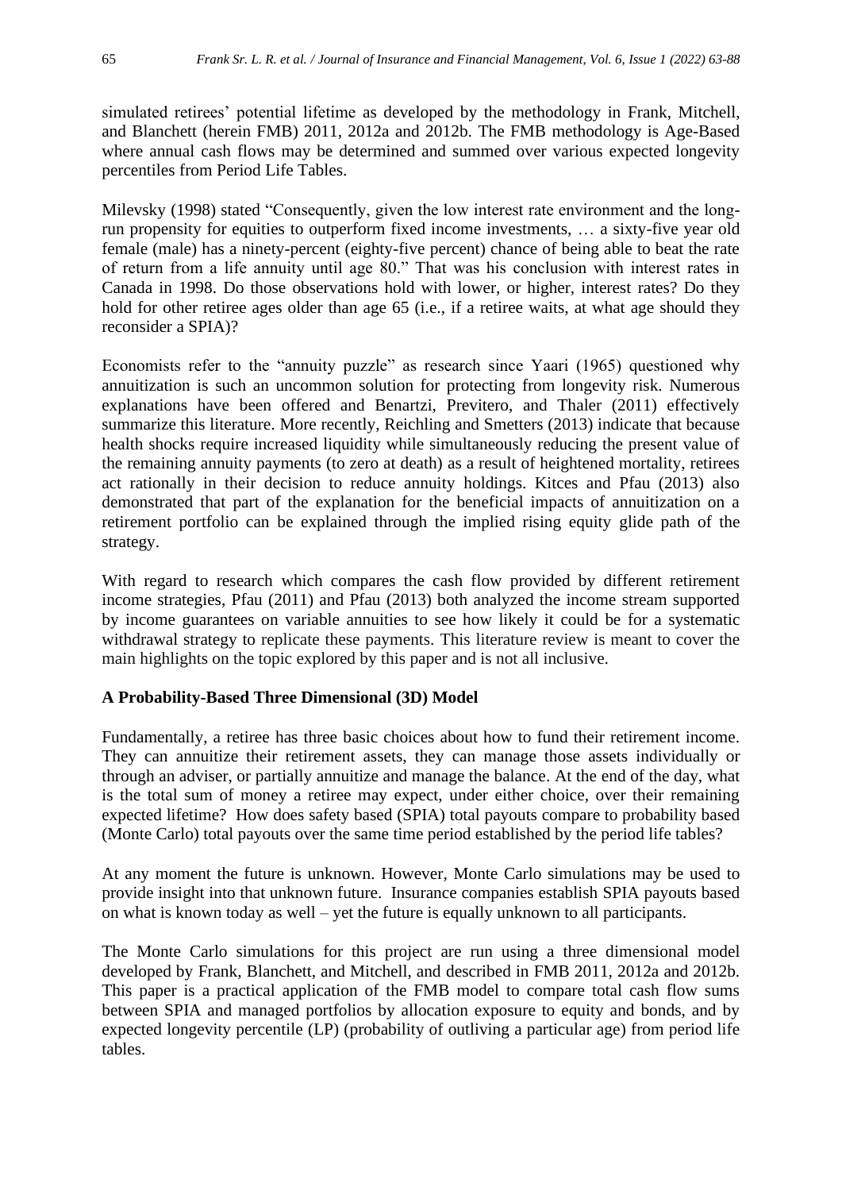simulated retirees' potential lifetime as developed by the methodology in Frank, Mitchell, and Blanchett (herein FMB) 2011, 2012a and 2012b. The FMB methodology is Age-Based where annual cash flows may be determined and summed over various expected longevity percentiles from Period Life Tables.

Milevsky (1998) stated "Consequently, given the low interest rate environment and the long-run propensity for equities to outperform fixed income investments, … a sixty-five year old female (male) has a ninety-percent (eighty-five percent) chance of being able to beat the rate of return from a life annuity until age 80." That was his conclusion with interest rates in Canada in 1998. Do those observations hold with lower, or higher, interest rates? Do they hold for other retiree ages older than age 65 (i.e., if a retiree waits, at what age should they reconsider a SPIA)?

Economists refer to the "annuity puzzle" as research since Yaari (1965) questioned why annuitization is such an uncommon solution for protecting from longevity risk. Numerous explanations have been offered and Benartzi, Previtero, and Thaler (2011) effectively summarize this literature. More recently, Reichling and Smetters (2013) indicate that because health shocks require increased liquidity while simultaneously reducing the present value of the remaining annuity payments (to zero at death) as a result of heightened mortality, retirees act rationally in their decision to reduce annuity holdings. Kitces and Pfau (2013) also demonstrated that part of the explanation for the beneficial impacts of annuitization on a retirement portfolio can be explained through the implied rising equity glide path of the strategy.

With regard to research which compares the cash flow provided by different retirement income strategies, Pfau (2011) and Pfau (2013) both analyzed the income stream supported by income guarantees on variable annuities to see how likely it could be for a systematic withdrawal strategy to replicate these payments. This literature review is meant to cover the main highlights on the topic explored by this paper and is not all inclusive.

## A Probability-Based Three Dimensional (3D) Model

Fundamentally, a retiree has three basic choices about how to fund their retirement income. They can annuitize their retirement assets, they can manage those assets individually or through an adviser, or partially annuitize and manage the balance. At the end of the day, what is the total sum of money a retiree may expect, under either choice, over their remaining expected lifetime? How does safety based (SPIA) total payouts compare to probability based (Monte Carlo) total payouts over the same time period established by the period life tables?

At any moment the future is unknown. However, Monte Carlo simulations may be used to provide insight into that unknown future. Insurance companies establish SPIA payouts based on what is known today as well – yet the future is equally unknown to all participants.

The Monte Carlo simulations for this project are run using a three dimensional model developed by Frank, Blanchett, and Mitchell, and described in FMB 2011, 2012a and 2012b. This paper is a practical application of the FMB model to compare total cash flow sums between SPIA and managed portfolios by allocation exposure to equity and bonds, and by expected longevity percentile (LP) (probability of outliving a particular age) from period life tables.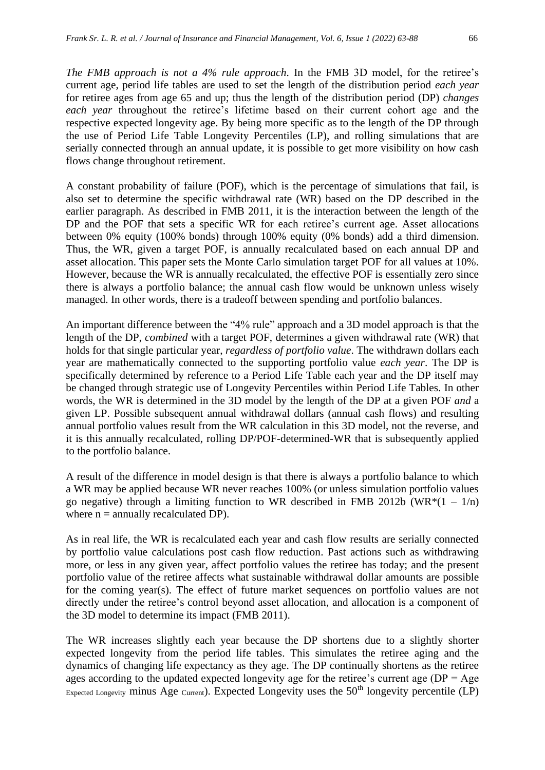*The FMB approach is not a 4% rule approach*. In the FMB 3D model, for the retiree's current age, period life tables are used to set the length of the distribution period *each year* for retiree ages from age 65 and up; thus the length of the distribution period (DP) *changes each year* throughout the retiree's lifetime based on their current cohort age and the respective expected longevity age. By being more specific as to the length of the DP through the use of Period Life Table Longevity Percentiles (LP), and rolling simulations that are serially connected through an annual update, it is possible to get more visibility on how cash flows change throughout retirement.

A constant probability of failure (POF), which is the percentage of simulations that fail, is also set to determine the specific withdrawal rate (WR) based on the DP described in the earlier paragraph. As described in FMB 2011, it is the interaction between the length of the DP and the POF that sets a specific WR for each retiree's current age. Asset allocations between 0% equity (100% bonds) through 100% equity (0% bonds) add a third dimension. Thus, the WR, given a target POF, is annually recalculated based on each annual DP and asset allocation. This paper sets the Monte Carlo simulation target POF for all values at 10%. However, because the WR is annually recalculated, the effective POF is essentially zero since there is always a portfolio balance; the annual cash flow would be unknown unless wisely managed. In other words, there is a tradeoff between spending and portfolio balances.

An important difference between the "4% rule" approach and a 3D model approach is that the length of the DP, *combined* with a target POF, determines a given withdrawal rate (WR) that holds for that single particular year, *regardless of portfolio value*. The withdrawn dollars each year are mathematically connected to the supporting portfolio value *each year*. The DP is specifically determined by reference to a Period Life Table each year and the DP itself may be changed through strategic use of Longevity Percentiles within Period Life Tables. In other words, the WR is determined in the 3D model by the length of the DP at a given POF *and* a given LP. Possible subsequent annual withdrawal dollars (annual cash flows) and resulting annual portfolio values result from the WR calculation in this 3D model, not the reverse, and it is this annually recalculated, rolling DP/POF-determined-WR that is subsequently applied to the portfolio balance.

A result of the difference in model design is that there is always a portfolio balance to which a WR may be applied because WR never reaches 100% (or unless simulation portfolio values go negative) through a limiting function to WR described in FMB 2012b ($WR^*(1 - 1/n)$ where n = annually recalculated DP).

As in real life, the WR is recalculated each year and cash flow results are serially connected by portfolio value calculations post cash flow reduction. Past actions such as withdrawing more, or less in any given year, affect portfolio values the retiree has today; and the present portfolio value of the retiree affects what sustainable withdrawal dollar amounts are possible for the coming year(s). The effect of future market sequences on portfolio values are not directly under the retiree's control beyond asset allocation, and allocation is a component of the 3D model to determine its impact (FMB 2011).

The WR increases slightly each year because the DP shortens due to a slightly shorter expected longevity from the period life tables. This simulates the retiree aging and the dynamics of changing life expectancy as they age. The DP continually shortens as the retiree ages according to the updated expected longevity age for the retiree's current age ($DP = Age_{Expected\ Longevity}$ minus $Age_{Current}$). Expected Longevity uses the $50^{th}$ longevity percentile (LP)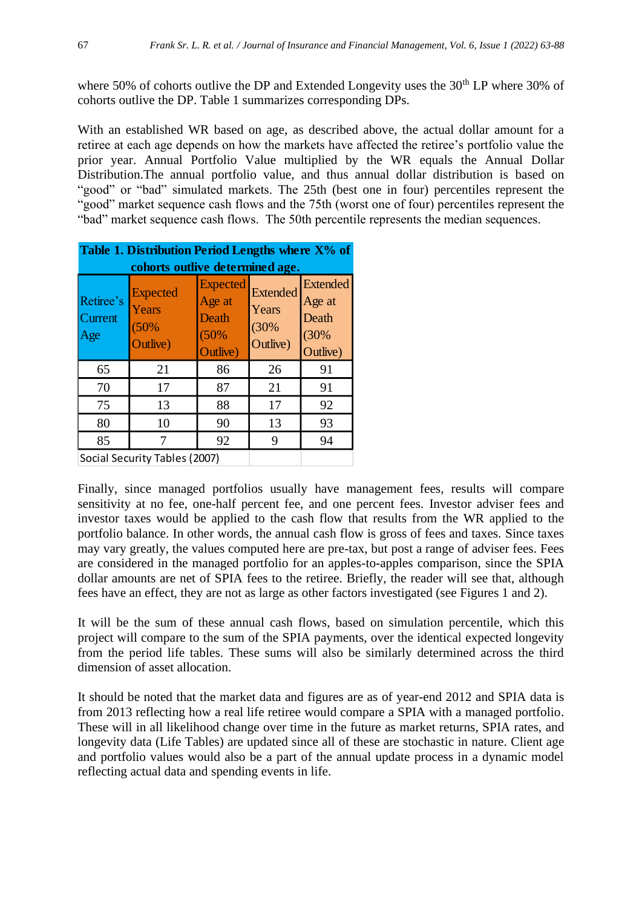where 50% of cohorts outlive the DP and Extended Longevity uses the 30th LP where 30% of cohorts outlive the DP. Table 1 summarizes corresponding DPs.

With an established WR based on age, as described above, the actual dollar amount for a retiree at each age depends on how the markets have affected the retiree's portfolio value the prior year. Annual Portfolio Value multiplied by the WR equals the Annual Dollar Distribution.The annual portfolio value, and thus annual dollar distribution is based on "good" or "bad" simulated markets. The 25th (best one in four) percentiles represent the "good" market sequence cash flows and the 75th (worst one of four) percentiles represent the "bad" market sequence cash flows. The 50th percentile represents the median sequences.

**Table 1. Distribution Period Lengths where X% of cohorts outlive determined age.**

| Retiree's Current Age | Expected Years (50% Outlive) | Expected Age at Death (50% Outlive) | Extended Years (30% Outlive) | Extended Age at Death (30% Outlive) |
|---|---|---|---|---|
| 65 | 21 | 86 | 26 | 91 |
| 70 | 17 | 87 | 21 | 91 |
| 75 | 13 | 88 | 17 | 92 |
| 80 | 10 | 90 | 13 | 93 |
| 85 | 7 | 92 | 9 | 94 |

Social Security Tables (2007)

Finally, since managed portfolios usually have management fees, results will compare sensitivity at no fee, one-half percent fee, and one percent fees. Investor adviser fees and investor taxes would be applied to the cash flow that results from the WR applied to the portfolio balance. In other words, the annual cash flow is gross of fees and taxes. Since taxes may vary greatly, the values computed here are pre-tax, but post a range of adviser fees. Fees are considered in the managed portfolio for an apples-to-apples comparison, since the SPIA dollar amounts are net of SPIA fees to the retiree. Briefly, the reader will see that, although fees have an effect, they are not as large as other factors investigated (see Figures 1 and 2).

It will be the sum of these annual cash flows, based on simulation percentile, which this project will compare to the sum of the SPIA payments, over the identical expected longevity from the period life tables. These sums will also be similarly determined across the third dimension of asset allocation.

It should be noted that the market data and figures are as of year-end 2012 and SPIA data is from 2013 reflecting how a real life retiree would compare a SPIA with a managed portfolio. These will in all likelihood change over time in the future as market returns, SPIA rates, and longevity data (Life Tables) are updated since all of these are stochastic in nature. Client age and portfolio values would also be a part of the annual update process in a dynamic model reflecting actual data and spending events in life.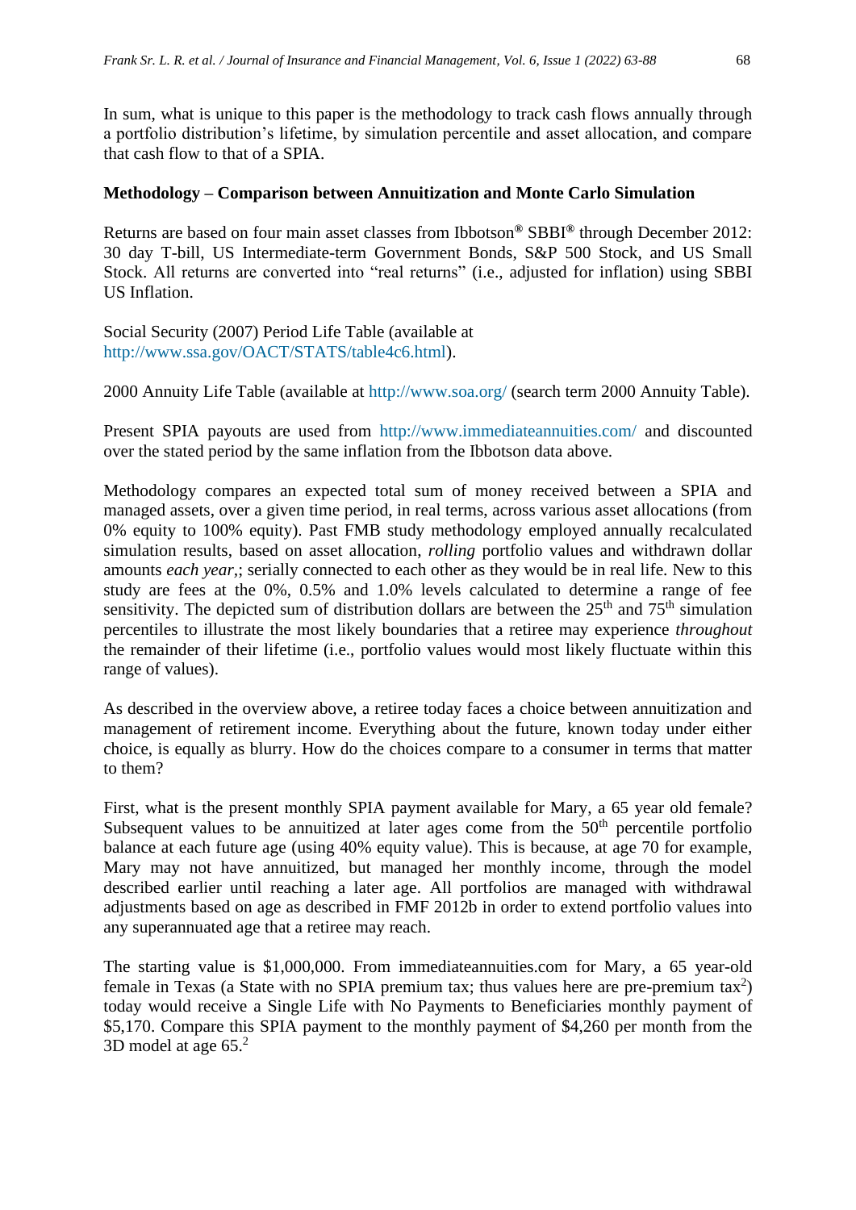In sum, what is unique to this paper is the methodology to track cash flows annually through a portfolio distribution's lifetime, by simulation percentile and asset allocation, and compare that cash flow to that of a SPIA.

## Methodology – Comparison between Annuitization and Monte Carlo Simulation

Returns are based on four main asset classes from Ibbotson® SBBI® through December 2012: 30 day T-bill, US Intermediate-term Government Bonds, S&P 500 Stock, and US Small Stock. All returns are converted into "real returns" (i.e., adjusted for inflation) using SBBI US Inflation.

Social Security (2007) Period Life Table (available at http://www.ssa.gov/OACT/STATS/table4c6.html).

2000 Annuity Life Table (available at http://www.soa.org/ (search term 2000 Annuity Table).

Present SPIA payouts are used from http://www.immediateannuities.com/ and discounted over the stated period by the same inflation from the Ibbotson data above.

Methodology compares an expected total sum of money received between a SPIA and managed assets, over a given time period, in real terms, across various asset allocations (from 0% equity to 100% equity). Past FMB study methodology employed annually recalculated simulation results, based on asset allocation, *rolling* portfolio values and withdrawn dollar amounts *each year*,; serially connected to each other as they would be in real life. New to this study are fees at the 0%, 0.5% and 1.0% levels calculated to determine a range of fee sensitivity. The depicted sum of distribution dollars are between the 25th and 75th simulation percentiles to illustrate the most likely boundaries that a retiree may experience *throughout* the remainder of their lifetime (i.e., portfolio values would most likely fluctuate within this range of values).

As described in the overview above, a retiree today faces a choice between annuitization and management of retirement income. Everything about the future, known today under either choice, is equally as blurry. How do the choices compare to a consumer in terms that matter to them?

First, what is the present monthly SPIA payment available for Mary, a 65 year old female? Subsequent values to be annuitized at later ages come from the 50th percentile portfolio balance at each future age (using 40% equity value). This is because, at age 70 for example, Mary may not have annuitized, but managed her monthly income, through the model described earlier until reaching a later age. All portfolios are managed with withdrawal adjustments based on age as described in FMF 2012b in order to extend portfolio values into any superannuated age that a retiree may reach.

The starting value is $1,000,000. From immediateannuities.com for Mary, a 65 year-old female in Texas (a State with no SPIA premium tax; thus values here are pre-premium tax[2]) today would receive a Single Life with No Payments to Beneficiaries monthly payment of $5,170. Compare this SPIA payment to the monthly payment of $4,260 per month from the 3D model at age 65.[2]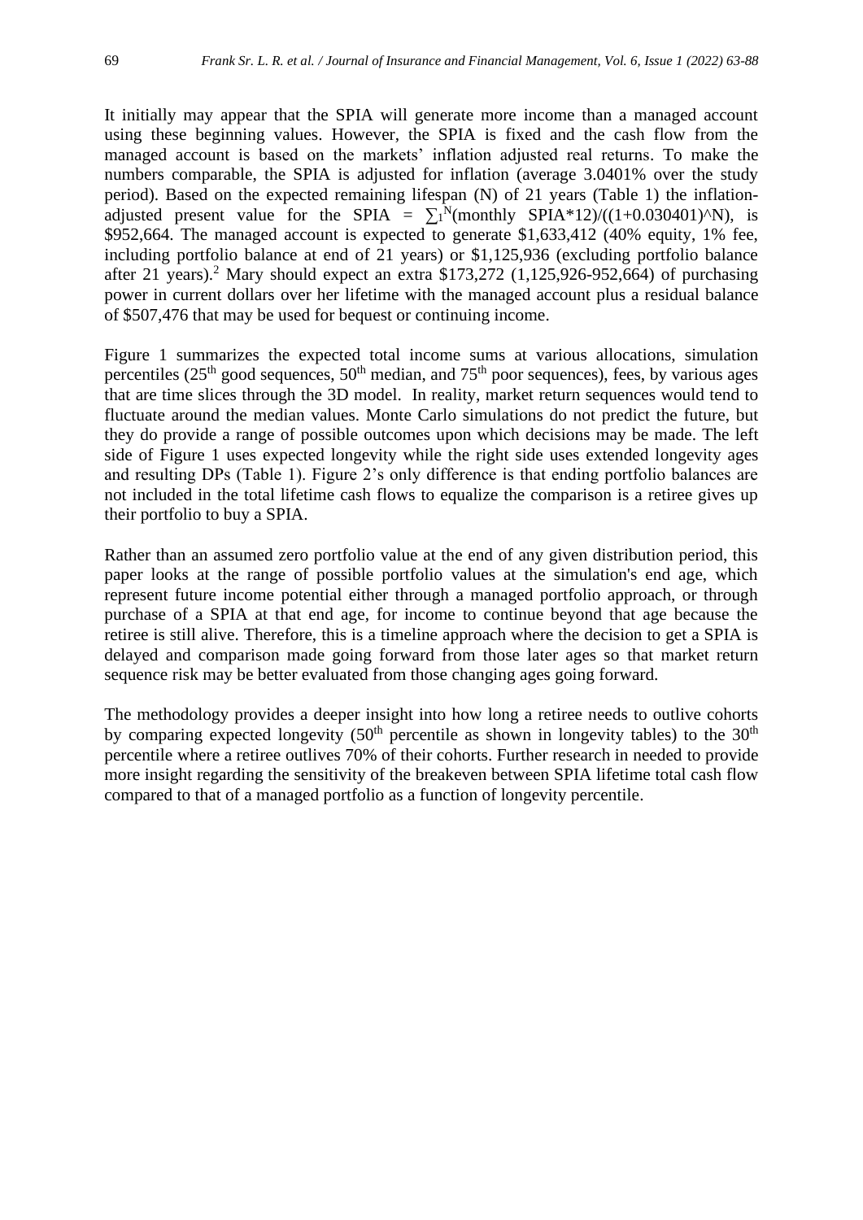It initially may appear that the SPIA will generate more income than a managed account using these beginning values. However, the SPIA is fixed and the cash flow from the managed account is based on the markets' inflation adjusted real returns. To make the numbers comparable, the SPIA is adjusted for inflation (average 3.0401% over the study period). Based on the expected remaining lifespan (N) of 21 years (Table 1) the inflation-adjusted present value for the SPIA = $\sum_1^N$(monthly SPIA*12)/((1+0.030401)^N), is $952,664. The managed account is expected to generate $1,633,412 (40% equity, 1% fee, including portfolio balance at end of 21 years) or $1,125,936 (excluding portfolio balance after 21 years).[2] Mary should expect an extra $173,272 (1,125,926-952,664) of purchasing power in current dollars over her lifetime with the managed account plus a residual balance of $507,476 that may be used for bequest or continuing income.

Figure 1 summarizes the expected total income sums at various allocations, simulation percentiles (25th good sequences, 50th median, and 75th poor sequences), fees, by various ages that are time slices through the 3D model. In reality, market return sequences would tend to fluctuate around the median values. Monte Carlo simulations do not predict the future, but they do provide a range of possible outcomes upon which decisions may be made. The left side of Figure 1 uses expected longevity while the right side uses extended longevity ages and resulting DPs (Table 1). Figure 2's only difference is that ending portfolio balances are not included in the total lifetime cash flows to equalize the comparison is a retiree gives up their portfolio to buy a SPIA.

Rather than an assumed zero portfolio value at the end of any given distribution period, this paper looks at the range of possible portfolio values at the simulation's end age, which represent future income potential either through a managed portfolio approach, or through purchase of a SPIA at that end age, for income to continue beyond that age because the retiree is still alive. Therefore, this is a timeline approach where the decision to get a SPIA is delayed and comparison made going forward from those later ages so that market return sequence risk may be better evaluated from those changing ages going forward.

The methodology provides a deeper insight into how long a retiree needs to outlive cohorts by comparing expected longevity (50th percentile as shown in longevity tables) to the 30th percentile where a retiree outlives 70% of their cohorts. Further research in needed to provide more insight regarding the sensitivity of the breakeven between SPIA lifetime total cash flow compared to that of a managed portfolio as a function of longevity percentile.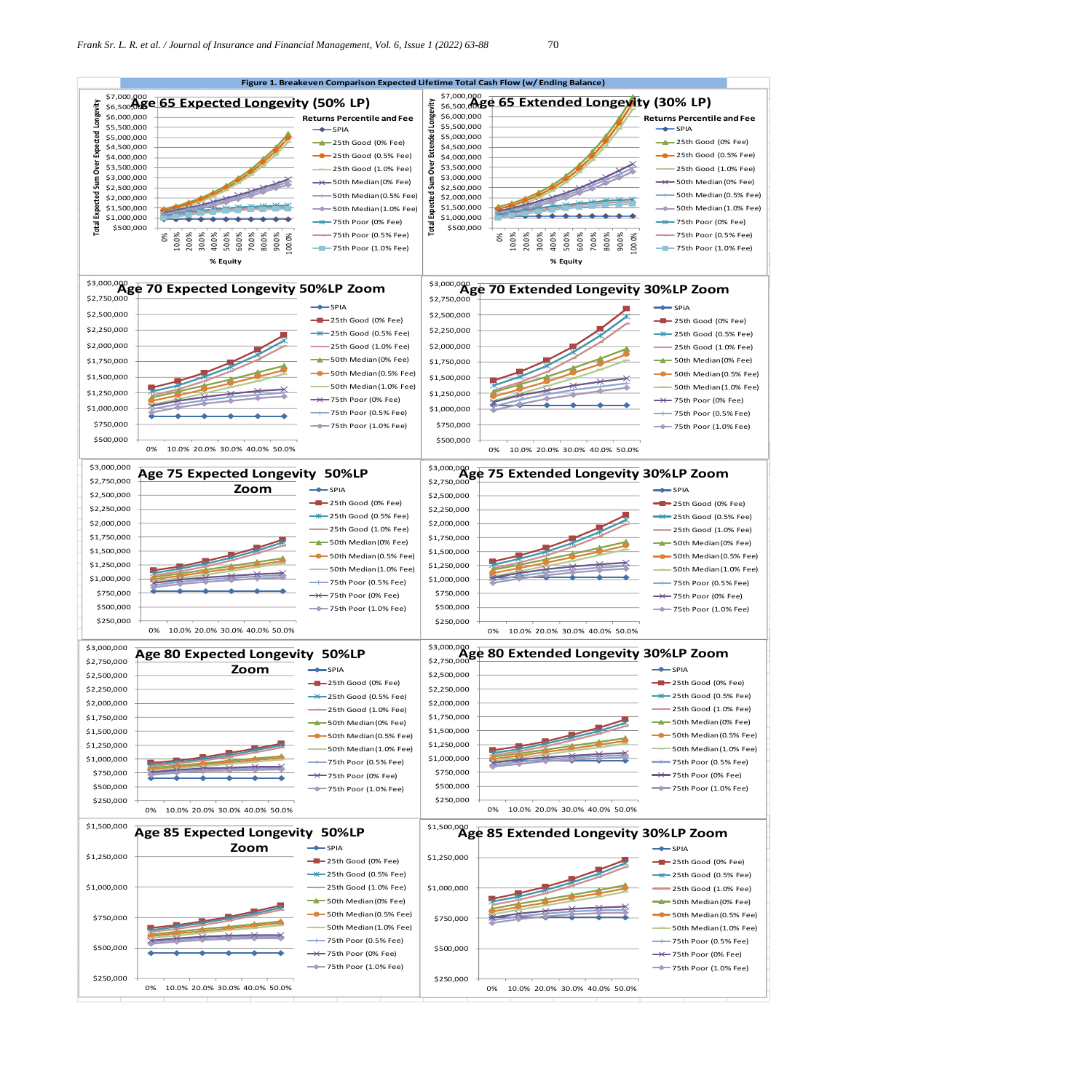Figure 1. Breakeven Comparison Expected Lifetime Total Cash Flow (w/ Ending Balance)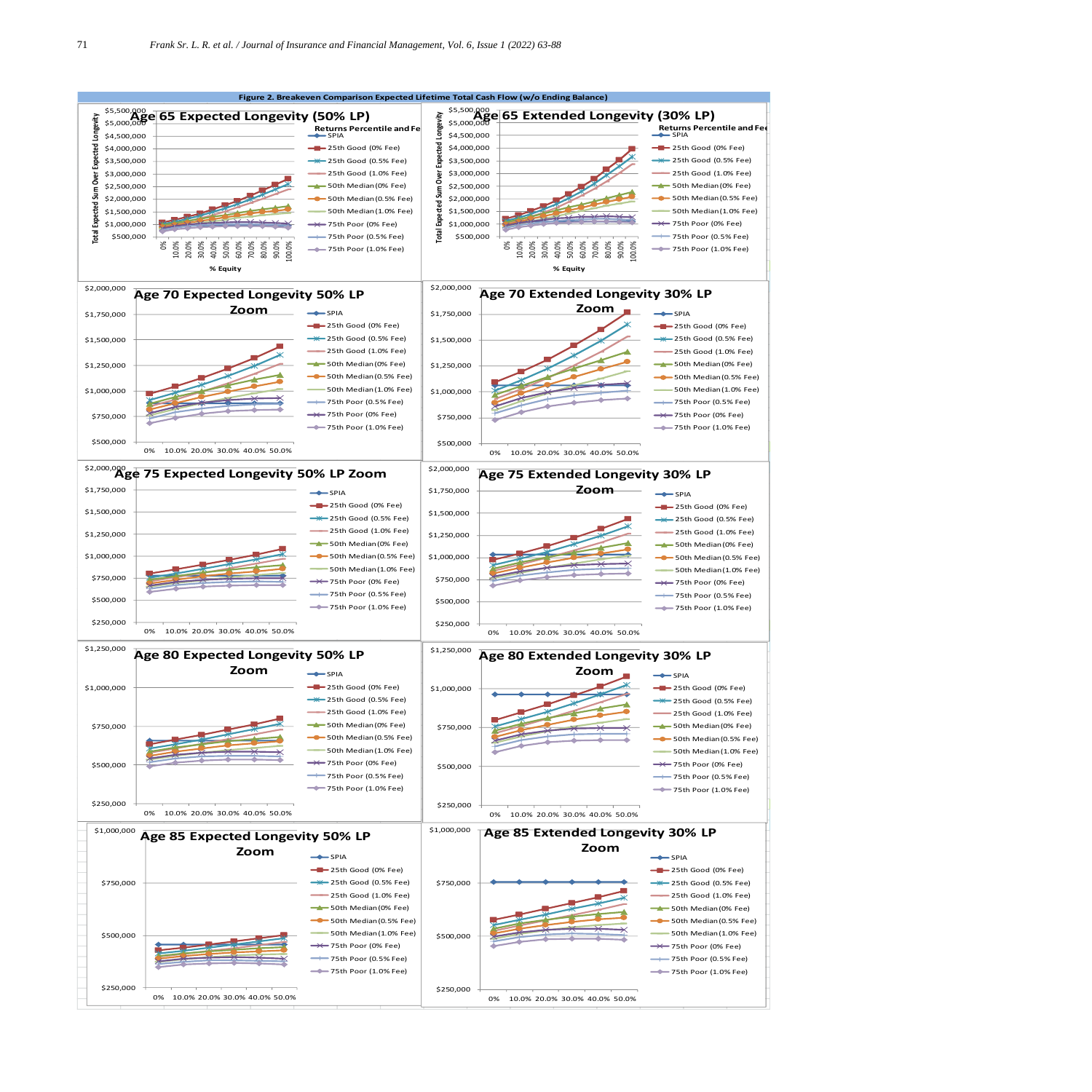**Figure 2. Breakeven Comparison Expected Lifetime Total Cash Flow (w/o Ending Balance)**

Age 65 Expected Longevity (50% LP)

Age 65 Extended Longevity (30% LP)

Age 70 Expected Longevity 50% LP Zoom

Age 70 Extended Longevity 30% LP Zoom

Age 75 Expected Longevity 50% LP Zoom

Age 75 Extended Longevity 30% LP Zoom

Age 80 Expected Longevity 50% LP Zoom

Age 80 Extended Longevity 30% LP Zoom

Age 85 Expected Longevity 50% LP Zoom

Age 85 Extended Longevity 30% LP Zoom

Returns Percentile and Fee: SPIA; 25th Good (0% Fee); 25th Good (0.5% Fee); 25th Good (1.0% Fee); 50th Median (0% Fee); 50th Median (0.5% Fee); 50th Median (1.0% Fee); 75th Poor (0% Fee); 75th Poor (0.5% Fee); 75th Poor (1.0% Fee)

Y-axis: Total Expected Sum Over Expected Longevity; X-axis: % Equity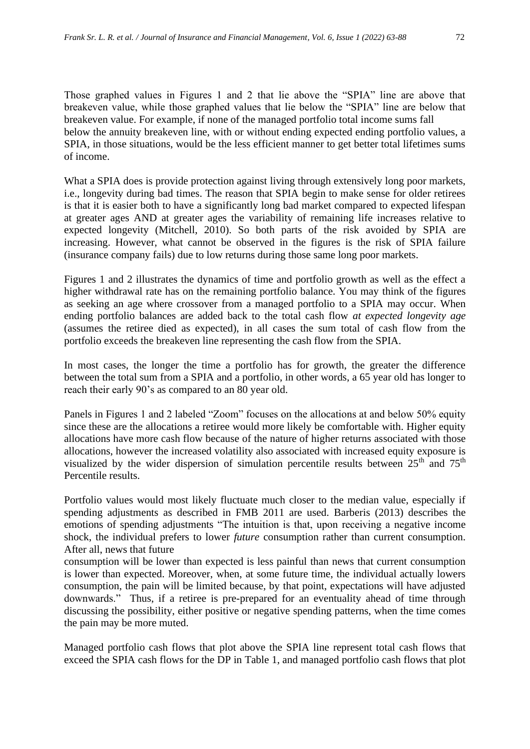Those graphed values in Figures 1 and 2 that lie above the "SPIA" line are above that breakeven value, while those graphed values that lie below the "SPIA" line are below that breakeven value. For example, if none of the managed portfolio total income sums fall below the annuity breakeven line, with or without ending expected ending portfolio values, a SPIA, in those situations, would be the less efficient manner to get better total lifetimes sums of income.

What a SPIA does is provide protection against living through extensively long poor markets, i.e., longevity during bad times. The reason that SPIA begin to make sense for older retirees is that it is easier both to have a significantly long bad market compared to expected lifespan at greater ages AND at greater ages the variability of remaining life increases relative to expected longevity (Mitchell, 2010). So both parts of the risk avoided by SPIA are increasing. However, what cannot be observed in the figures is the risk of SPIA failure (insurance company fails) due to low returns during those same long poor markets.

Figures 1 and 2 illustrates the dynamics of time and portfolio growth as well as the effect a higher withdrawal rate has on the remaining portfolio balance. You may think of the figures as seeking an age where crossover from a managed portfolio to a SPIA may occur. When ending portfolio balances are added back to the total cash flow *at expected longevity age* (assumes the retiree died as expected), in all cases the sum total of cash flow from the portfolio exceeds the breakeven line representing the cash flow from the SPIA.

In most cases, the longer the time a portfolio has for growth, the greater the difference between the total sum from a SPIA and a portfolio, in other words, a 65 year old has longer to reach their early 90's as compared to an 80 year old.

Panels in Figures 1 and 2 labeled "Zoom" focuses on the allocations at and below 50% equity since these are the allocations a retiree would more likely be comfortable with. Higher equity allocations have more cash flow because of the nature of higher returns associated with those allocations, however the increased volatility also associated with increased equity exposure is visualized by the wider dispersion of simulation percentile results between 25th and 75th Percentile results.

Portfolio values would most likely fluctuate much closer to the median value, especially if spending adjustments as described in FMB 2011 are used. Barberis (2013) describes the emotions of spending adjustments "The intuition is that, upon receiving a negative income shock, the individual prefers to lower *future* consumption rather than current consumption. After all, news that future consumption will be lower than expected is less painful than news that current consumption is lower than expected. Moreover, when, at some future time, the individual actually lowers consumption, the pain will be limited because, by that point, expectations will have adjusted downwards." Thus, if a retiree is pre-prepared for an eventuality ahead of time through discussing the possibility, either positive or negative spending patterns, when the time comes the pain may be more muted.

Managed portfolio cash flows that plot above the SPIA line represent total cash flows that exceed the SPIA cash flows for the DP in Table 1, and managed portfolio cash flows that plot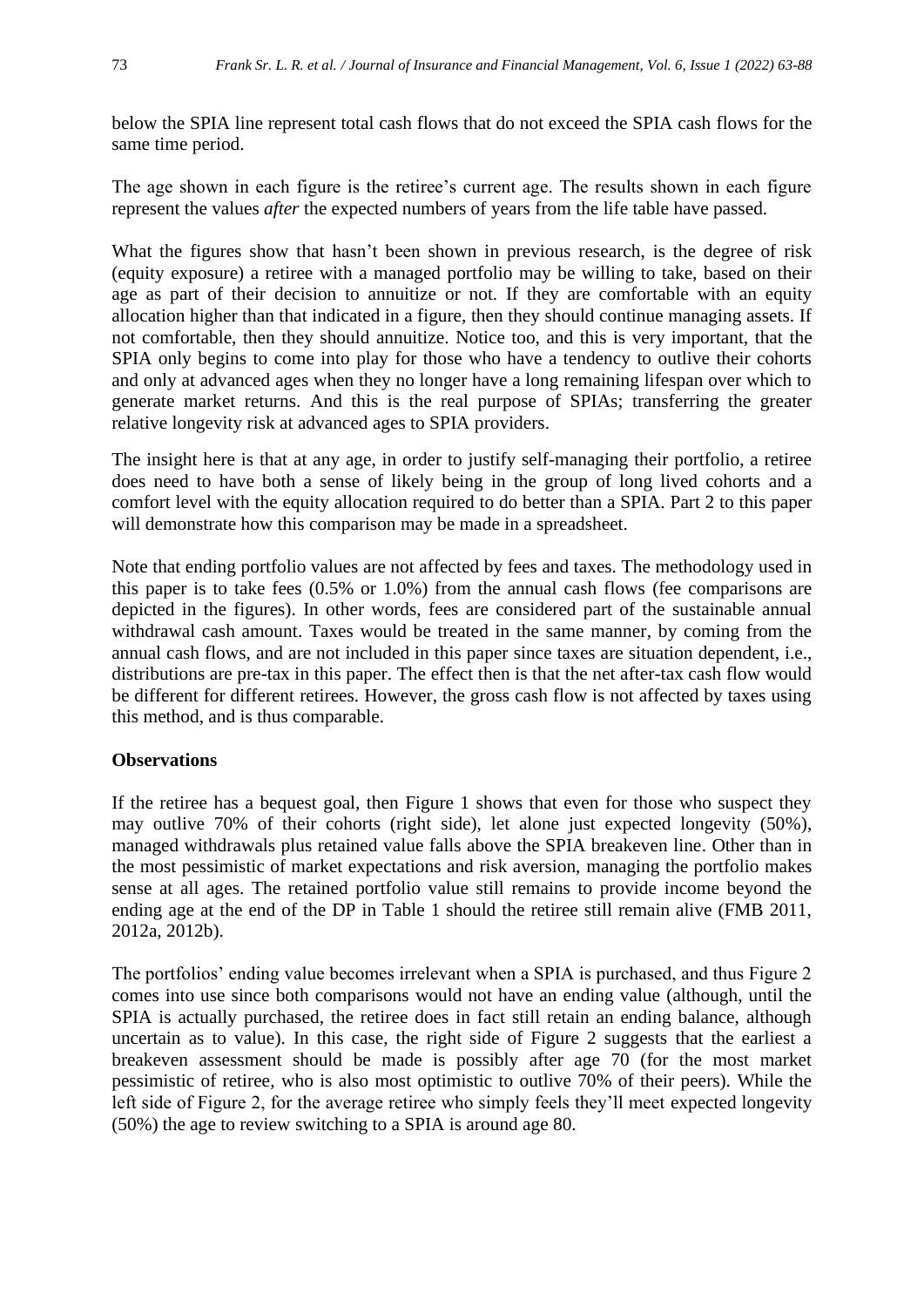below the SPIA line represent total cash flows that do not exceed the SPIA cash flows for the same time period.

The age shown in each figure is the retiree's current age. The results shown in each figure represent the values *after* the expected numbers of years from the life table have passed.

What the figures show that hasn't been shown in previous research, is the degree of risk (equity exposure) a retiree with a managed portfolio may be willing to take, based on their age as part of their decision to annuitize or not. If they are comfortable with an equity allocation higher than that indicated in a figure, then they should continue managing assets. If not comfortable, then they should annuitize. Notice too, and this is very important, that the SPIA only begins to come into play for those who have a tendency to outlive their cohorts and only at advanced ages when they no longer have a long remaining lifespan over which to generate market returns. And this is the real purpose of SPIAs; transferring the greater relative longevity risk at advanced ages to SPIA providers.

The insight here is that at any age, in order to justify self-managing their portfolio, a retiree does need to have both a sense of likely being in the group of long lived cohorts and a comfort level with the equity allocation required to do better than a SPIA. Part 2 to this paper will demonstrate how this comparison may be made in a spreadsheet.

Note that ending portfolio values are not affected by fees and taxes. The methodology used in this paper is to take fees (0.5% or 1.0%) from the annual cash flows (fee comparisons are depicted in the figures). In other words, fees are considered part of the sustainable annual withdrawal cash amount. Taxes would be treated in the same manner, by coming from the annual cash flows, and are not included in this paper since taxes are situation dependent, i.e., distributions are pre-tax in this paper. The effect then is that the net after-tax cash flow would be different for different retirees. However, the gross cash flow is not affected by taxes using this method, and is thus comparable.

**Observations**

If the retiree has a bequest goal, then Figure 1 shows that even for those who suspect they may outlive 70% of their cohorts (right side), let alone just expected longevity (50%), managed withdrawals plus retained value falls above the SPIA breakeven line. Other than in the most pessimistic of market expectations and risk aversion, managing the portfolio makes sense at all ages. The retained portfolio value still remains to provide income beyond the ending age at the end of the DP in Table 1 should the retiree still remain alive (FMB 2011, 2012a, 2012b).

The portfolios' ending value becomes irrelevant when a SPIA is purchased, and thus Figure 2 comes into use since both comparisons would not have an ending value (although, until the SPIA is actually purchased, the retiree does in fact still retain an ending balance, although uncertain as to value). In this case, the right side of Figure 2 suggests that the earliest a breakeven assessment should be made is possibly after age 70 (for the most market pessimistic of retiree, who is also most optimistic to outlive 70% of their peers). While the left side of Figure 2, for the average retiree who simply feels they'll meet expected longevity (50%) the age to review switching to a SPIA is around age 80.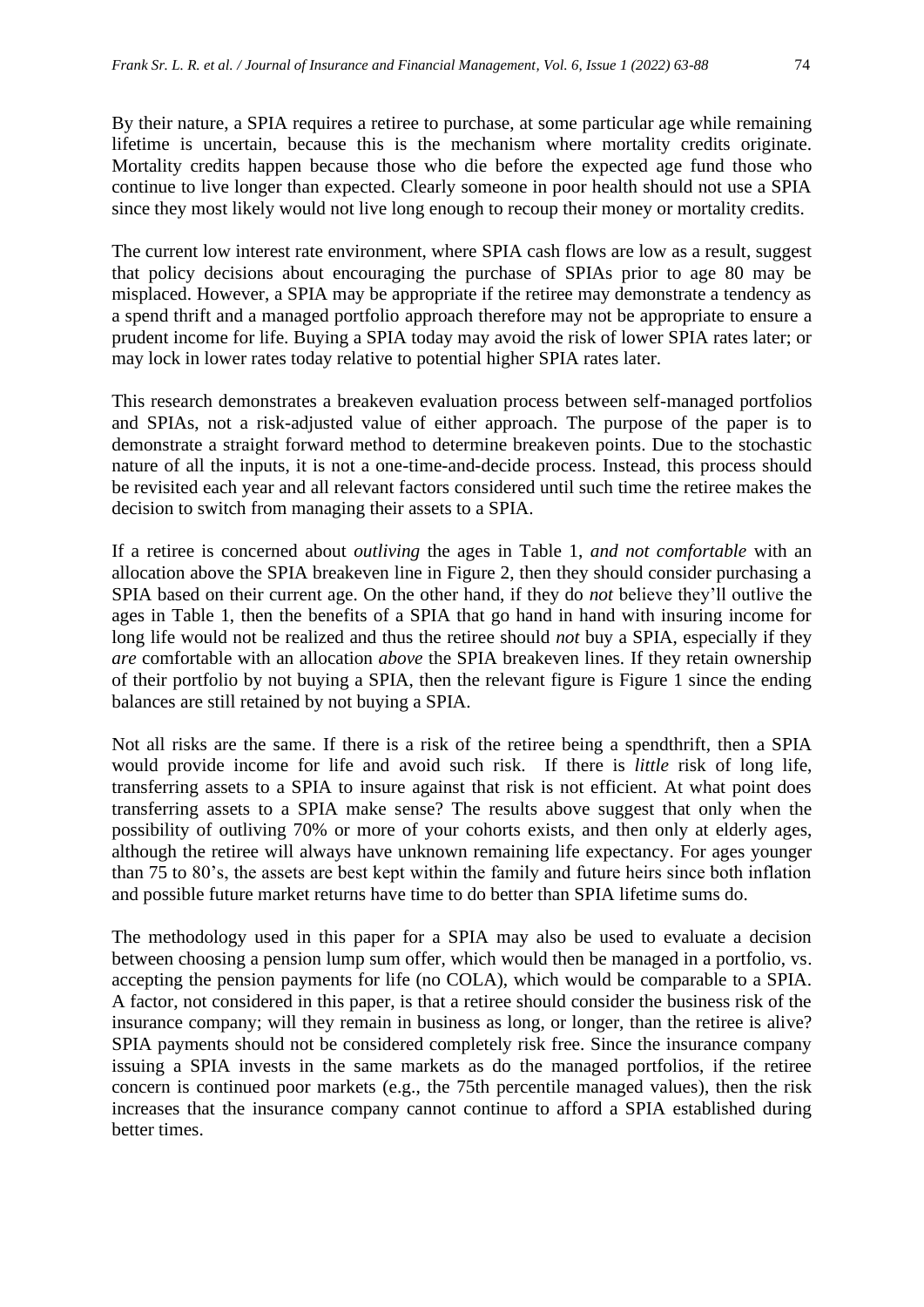By their nature, a SPIA requires a retiree to purchase, at some particular age while remaining lifetime is uncertain, because this is the mechanism where mortality credits originate. Mortality credits happen because those who die before the expected age fund those who continue to live longer than expected. Clearly someone in poor health should not use a SPIA since they most likely would not live long enough to recoup their money or mortality credits.

The current low interest rate environment, where SPIA cash flows are low as a result, suggest that policy decisions about encouraging the purchase of SPIAs prior to age 80 may be misplaced. However, a SPIA may be appropriate if the retiree may demonstrate a tendency as a spend thrift and a managed portfolio approach therefore may not be appropriate to ensure a prudent income for life. Buying a SPIA today may avoid the risk of lower SPIA rates later; or may lock in lower rates today relative to potential higher SPIA rates later.

This research demonstrates a breakeven evaluation process between self-managed portfolios and SPIAs, not a risk-adjusted value of either approach. The purpose of the paper is to demonstrate a straight forward method to determine breakeven points. Due to the stochastic nature of all the inputs, it is not a one-time-and-decide process. Instead, this process should be revisited each year and all relevant factors considered until such time the retiree makes the decision to switch from managing their assets to a SPIA.

If a retiree is concerned about *outliving* the ages in Table 1, *and not comfortable* with an allocation above the SPIA breakeven line in Figure 2, then they should consider purchasing a SPIA based on their current age. On the other hand, if they do *not* believe they'll outlive the ages in Table 1, then the benefits of a SPIA that go hand in hand with insuring income for long life would not be realized and thus the retiree should *not* buy a SPIA, especially if they *are* comfortable with an allocation *above* the SPIA breakeven lines. If they retain ownership of their portfolio by not buying a SPIA, then the relevant figure is Figure 1 since the ending balances are still retained by not buying a SPIA.

Not all risks are the same. If there is a risk of the retiree being a spendthrift, then a SPIA would provide income for life and avoid such risk. If there is *little* risk of long life, transferring assets to a SPIA to insure against that risk is not efficient. At what point does transferring assets to a SPIA make sense? The results above suggest that only when the possibility of outliving 70% or more of your cohorts exists, and then only at elderly ages, although the retiree will always have unknown remaining life expectancy. For ages younger than 75 to 80's, the assets are best kept within the family and future heirs since both inflation and possible future market returns have time to do better than SPIA lifetime sums do.

The methodology used in this paper for a SPIA may also be used to evaluate a decision between choosing a pension lump sum offer, which would then be managed in a portfolio, vs. accepting the pension payments for life (no COLA), which would be comparable to a SPIA. A factor, not considered in this paper, is that a retiree should consider the business risk of the insurance company; will they remain in business as long, or longer, than the retiree is alive? SPIA payments should not be considered completely risk free. Since the insurance company issuing a SPIA invests in the same markets as do the managed portfolios, if the retiree concern is continued poor markets (e.g., the 75th percentile managed values), then the risk increases that the insurance company cannot continue to afford a SPIA established during better times.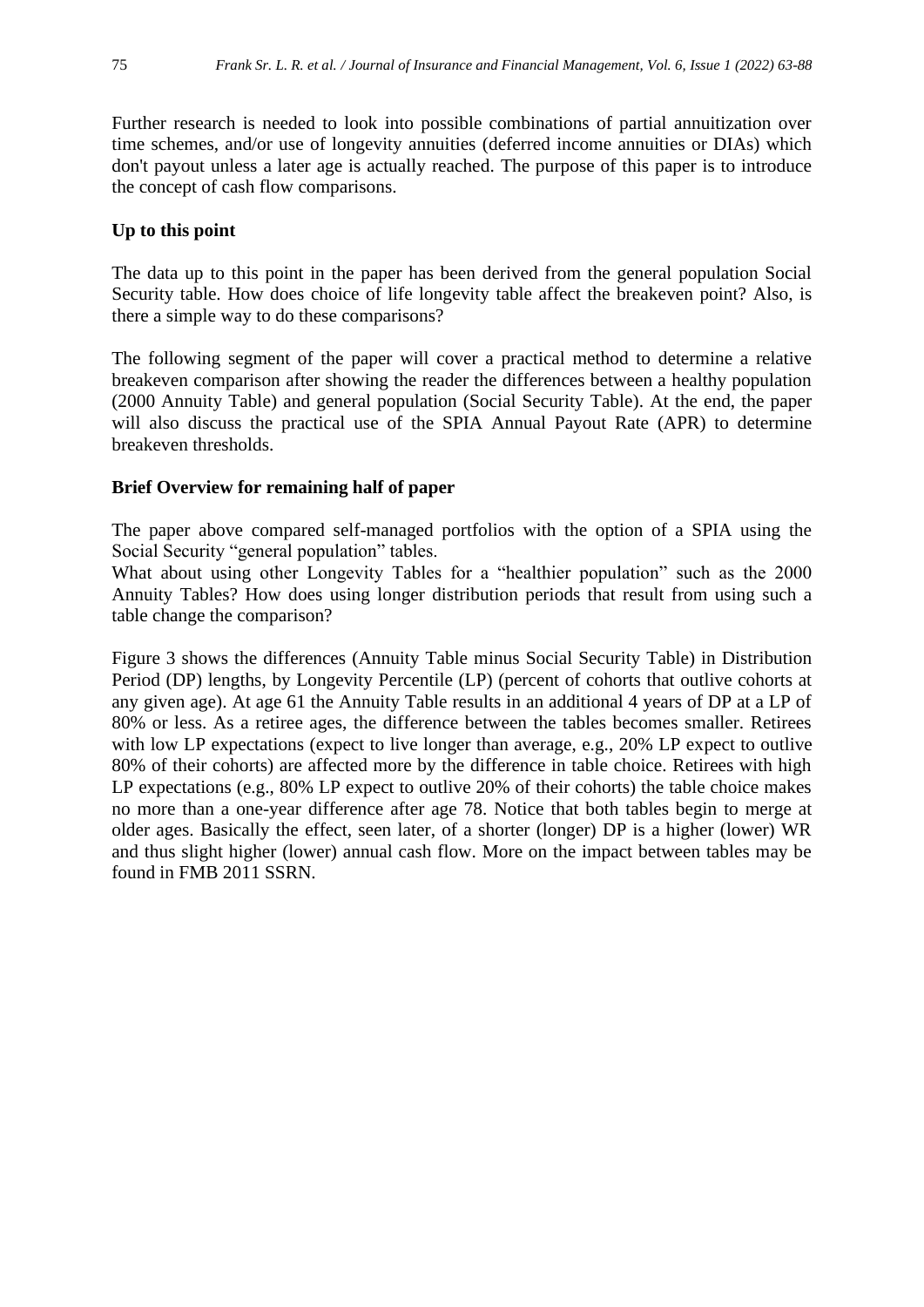Further research is needed to look into possible combinations of partial annuitization over time schemes, and/or use of longevity annuities (deferred income annuities or DIAs) which don't payout unless a later age is actually reached. The purpose of this paper is to introduce the concept of cash flow comparisons.

**Up to this point**

The data up to this point in the paper has been derived from the general population Social Security table. How does choice of life longevity table affect the breakeven point? Also, is there a simple way to do these comparisons?

The following segment of the paper will cover a practical method to determine a relative breakeven comparison after showing the reader the differences between a healthy population (2000 Annuity Table) and general population (Social Security Table). At the end, the paper will also discuss the practical use of the SPIA Annual Payout Rate (APR) to determine breakeven thresholds.

**Brief Overview for remaining half of paper**

The paper above compared self-managed portfolios with the option of a SPIA using the Social Security "general population" tables.
What about using other Longevity Tables for a "healthier population" such as the 2000 Annuity Tables? How does using longer distribution periods that result from using such a table change the comparison?

Figure 3 shows the differences (Annuity Table minus Social Security Table) in Distribution Period (DP) lengths, by Longevity Percentile (LP) (percent of cohorts that outlive cohorts at any given age). At age 61 the Annuity Table results in an additional 4 years of DP at a LP of 80% or less. As a retiree ages, the difference between the tables becomes smaller. Retirees with low LP expectations (expect to live longer than average, e.g., 20% LP expect to outlive 80% of their cohorts) are affected more by the difference in table choice. Retirees with high LP expectations (e.g., 80% LP expect to outlive 20% of their cohorts) the table choice makes no more than a one-year difference after age 78. Notice that both tables begin to merge at older ages. Basically the effect, seen later, of a shorter (longer) DP is a higher (lower) WR and thus slight higher (lower) annual cash flow. More on the impact between tables may be found in FMB 2011 SSRN.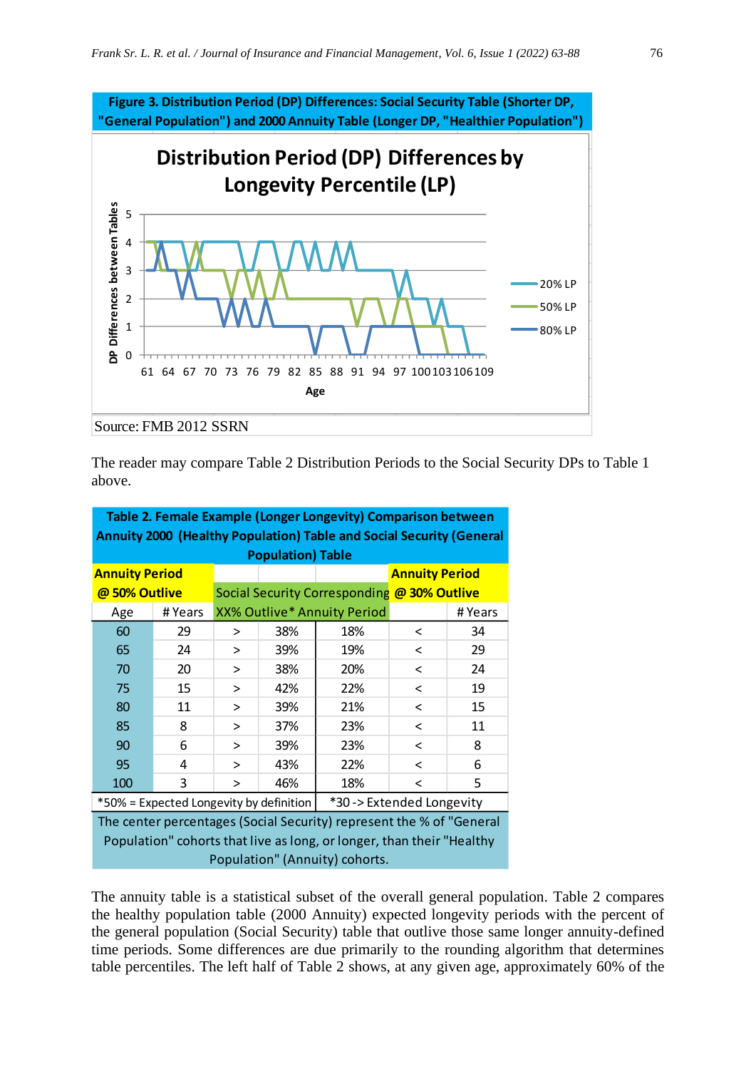**Figure 3. Distribution Period (DP) Differences: Social Security Table (Shorter DP, "General Population") and 2000 Annuity Table (Longer DP, "Healthier Population")**

Source: FMB 2012 SSRN

The reader may compare Table 2 Distribution Periods to the Social Security DPs to Table 1 above.

| **Table 2. Female Example (Longer Longevity) Comparison between Annuity 2000 (Healthy Population) Table and Social Security (General Population) Table** | | | | | | |
|---|---|---|---|---|---|---|
| **Annuity Period @ 50% Outlive** | | Social Security Corresponding XX% Outlive* Annuity Period | | | **Annuity Period @ 30% Outlive** | |
| Age | # Years | | | | | # Years |
| 60 | 29 | > | 38% | 18% | < | 34 |
| 65 | 24 | > | 39% | 19% | < | 29 |
| 70 | 20 | > | 38% | 20% | < | 24 |
| 75 | 15 | > | 42% | 22% | < | 19 |
| 80 | 11 | > | 39% | 21% | < | 15 |
| 85 | 8 | > | 37% | 23% | < | 11 |
| 90 | 6 | > | 39% | 23% | < | 8 |
| 95 | 4 | > | 43% | 22% | < | 6 |
| 100 | 3 | > | 46% | 18% | < | 5 |
| *50% = Expected Longevity by definition | | | | *30 -> Extended Longevity | | |
| The center percentages (Social Security) represent the % of "General Population" cohorts that live as long, or longer, than their "Healthy Population" (Annuity) cohorts. | | | | | | |

The annuity table is a statistical subset of the overall general population. Table 2 compares the healthy population table (2000 Annuity) expected longevity periods with the percent of the general population (Social Security) table that outlive those same longer annuity-defined time periods. Some differences are due primarily to the rounding algorithm that determines table percentiles. The left half of Table 2 shows, at any given age, approximately 60% of the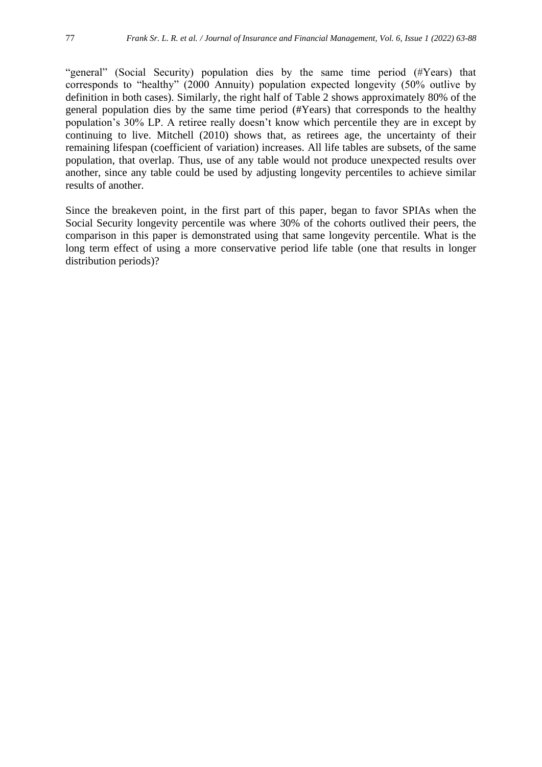"general" (Social Security) population dies by the same time period (#Years) that corresponds to "healthy" (2000 Annuity) population expected longevity (50% outlive by definition in both cases). Similarly, the right half of Table 2 shows approximately 80% of the general population dies by the same time period (#Years) that corresponds to the healthy population's 30% LP. A retiree really doesn't know which percentile they are in except by continuing to live. Mitchell (2010) shows that, as retirees age, the uncertainty of their remaining lifespan (coefficient of variation) increases. All life tables are subsets, of the same population, that overlap. Thus, use of any table would not produce unexpected results over another, since any table could be used by adjusting longevity percentiles to achieve similar results of another.

Since the breakeven point, in the first part of this paper, began to favor SPIAs when the Social Security longevity percentile was where 30% of the cohorts outlived their peers, the comparison in this paper is demonstrated using that same longevity percentile. What is the long term effect of using a more conservative period life table (one that results in longer distribution periods)?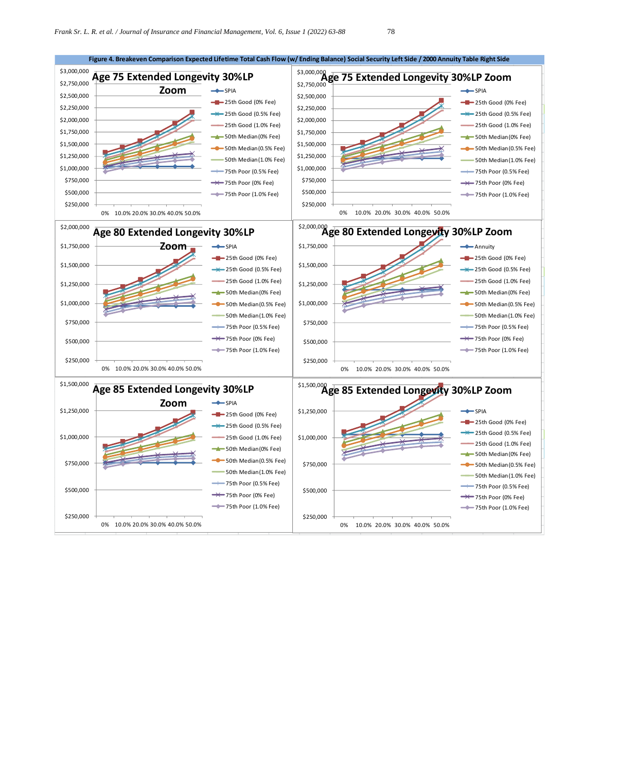**Figure 4. Breakeven Comparison Expected Lifetime Total Cash Flow (w/ Ending Balance) Social Security Left Side / 2000 Annuity Table Right Side**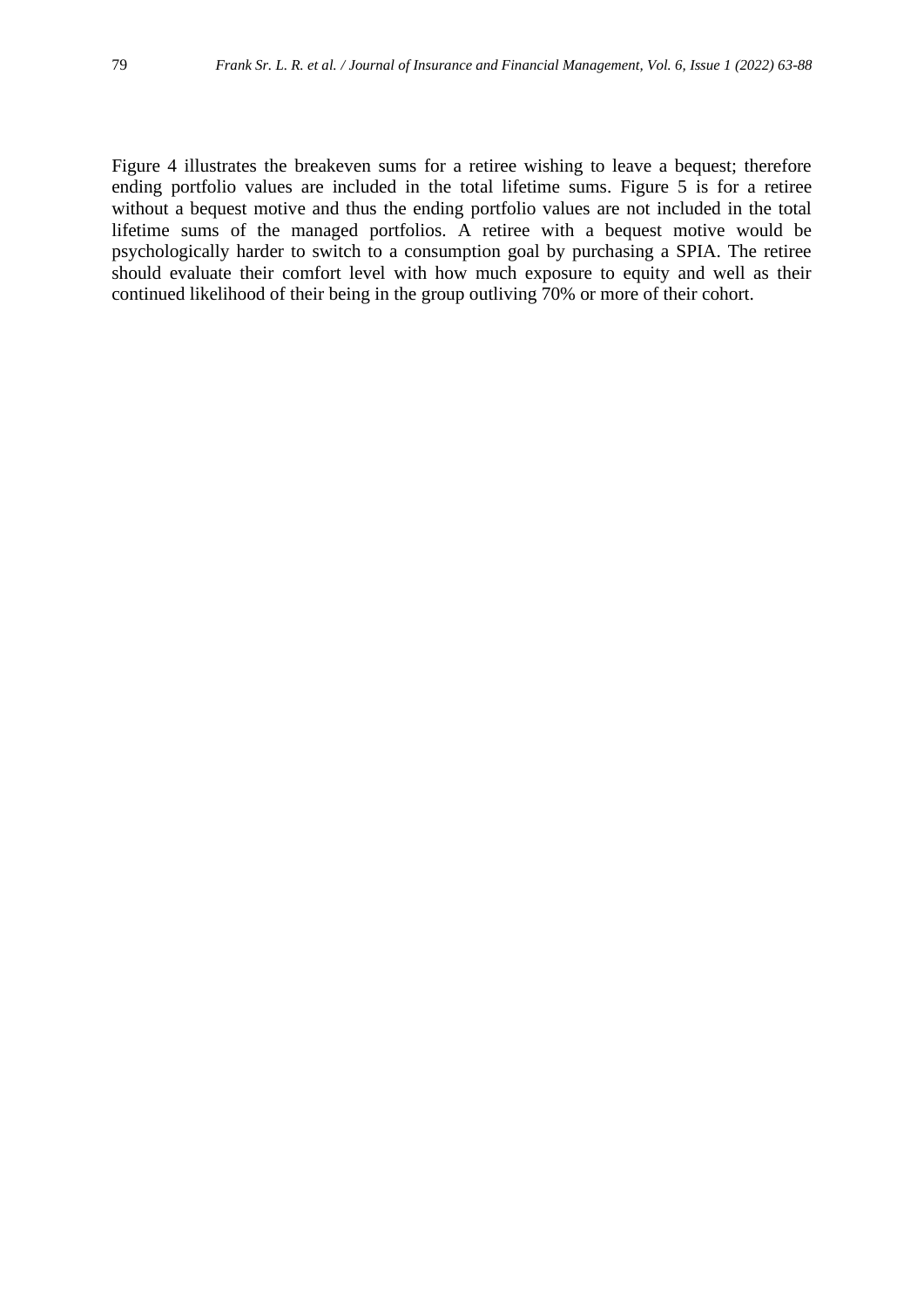Figure 4 illustrates the breakeven sums for a retiree wishing to leave a bequest; therefore ending portfolio values are included in the total lifetime sums. Figure 5 is for a retiree without a bequest motive and thus the ending portfolio values are not included in the total lifetime sums of the managed portfolios. A retiree with a bequest motive would be psychologically harder to switch to a consumption goal by purchasing a SPIA. The retiree should evaluate their comfort level with how much exposure to equity and well as their continued likelihood of their being in the group outliving 70% or more of their cohort.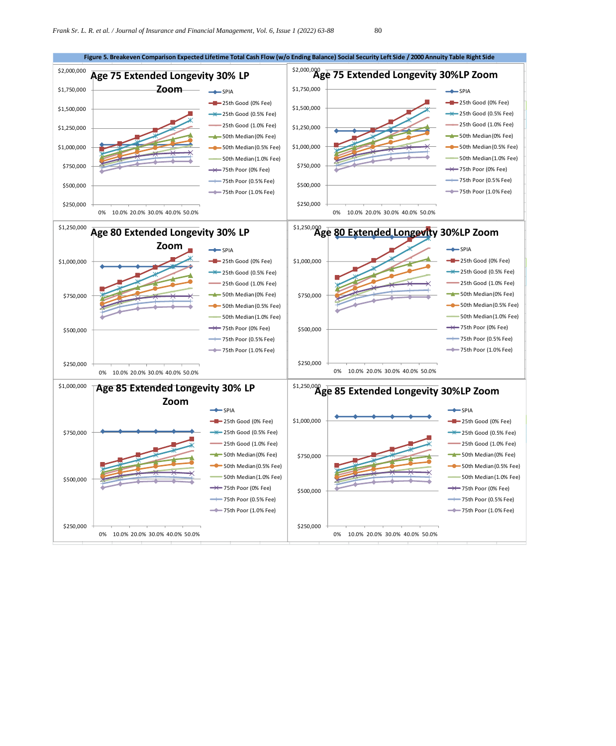**Figure 5. Breakeven Comparison Expected Lifetime Total Cash Flow (w/o Ending Balance) Social Security Left Side / 2000 Annuity Table Right Side**

**Age 75 Extended Longevity 30% LP Zoom**

**Age 75 Extended Longevity 30%LP Zoom**

**Age 80 Extended Longevity 30% LP Zoom**

**Age 80 Extended Longevity 30%LP Zoom**

**Age 85 Extended Longevity 30% LP Zoom**

**Age 85 Extended Longevity 30%LP Zoom**

Legend (all panels): SPIA; 25th Good (0% Fee); 25th Good (0.5% Fee); 25th Good (1.0% Fee); 50th Median (0% Fee); 50th Median (0.5% Fee); 50th Median (1.0% Fee); 75th Poor (0% Fee); 75th Poor (0.5% Fee); 75th Poor (1.0% Fee)

X-axis (all panels): 0%, 10.0%, 20.0%, 30.0%, 40.0%, 50.0%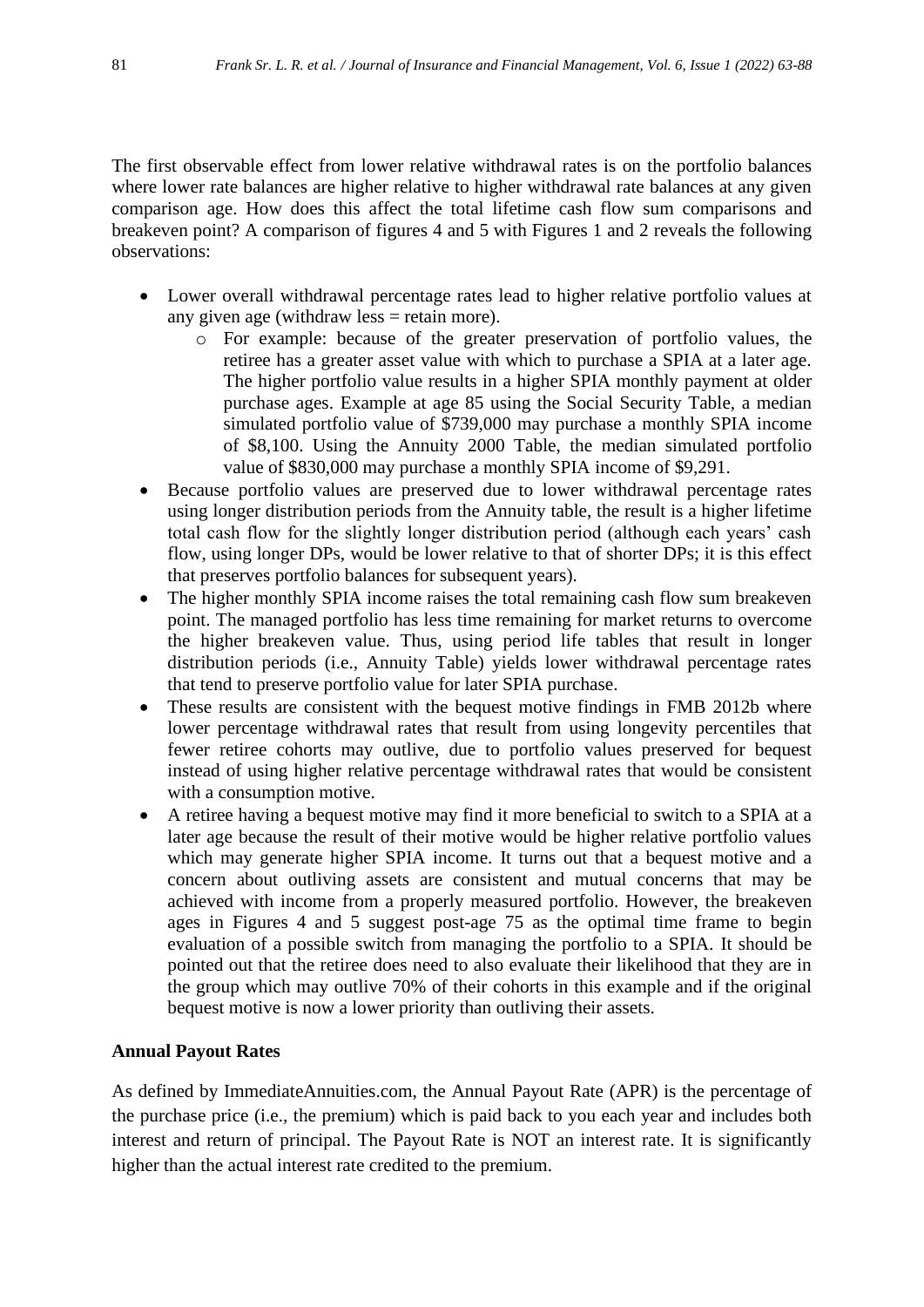The first observable effect from lower relative withdrawal rates is on the portfolio balances where lower rate balances are higher relative to higher withdrawal rate balances at any given comparison age. How does this affect the total lifetime cash flow sum comparisons and breakeven point? A comparison of figures 4 and 5 with Figures 1 and 2 reveals the following observations:

- Lower overall withdrawal percentage rates lead to higher relative portfolio values at any given age (withdraw less = retain more).
    - For example: because of the greater preservation of portfolio values, the retiree has a greater asset value with which to purchase a SPIA at a later age. The higher portfolio value results in a higher SPIA monthly payment at older purchase ages. Example at age 85 using the Social Security Table, a median simulated portfolio value of $739,000 may purchase a monthly SPIA income of $8,100. Using the Annuity 2000 Table, the median simulated portfolio value of $830,000 may purchase a monthly SPIA income of $9,291.
- Because portfolio values are preserved due to lower withdrawal percentage rates using longer distribution periods from the Annuity table, the result is a higher lifetime total cash flow for the slightly longer distribution period (although each years' cash flow, using longer DPs, would be lower relative to that of shorter DPs; it is this effect that preserves portfolio balances for subsequent years).
- The higher monthly SPIA income raises the total remaining cash flow sum breakeven point. The managed portfolio has less time remaining for market returns to overcome the higher breakeven value. Thus, using period life tables that result in longer distribution periods (i.e., Annuity Table) yields lower withdrawal percentage rates that tend to preserve portfolio value for later SPIA purchase.
- These results are consistent with the bequest motive findings in FMB 2012b where lower percentage withdrawal rates that result from using longevity percentiles that fewer retiree cohorts may outlive, due to portfolio values preserved for bequest instead of using higher relative percentage withdrawal rates that would be consistent with a consumption motive.
- A retiree having a bequest motive may find it more beneficial to switch to a SPIA at a later age because the result of their motive would be higher relative portfolio values which may generate higher SPIA income. It turns out that a bequest motive and a concern about outliving assets are consistent and mutual concerns that may be achieved with income from a properly measured portfolio. However, the breakeven ages in Figures 4 and 5 suggest post-age 75 as the optimal time frame to begin evaluation of a possible switch from managing the portfolio to a SPIA. It should be pointed out that the retiree does need to also evaluate their likelihood that they are in the group which may outlive 70% of their cohorts in this example and if the original bequest motive is now a lower priority than outliving their assets.

**Annual Payout Rates**

As defined by ImmediateAnnuities.com, the Annual Payout Rate (APR) is the percentage of the purchase price (i.e., the premium) which is paid back to you each year and includes both interest and return of principal. The Payout Rate is NOT an interest rate. It is significantly higher than the actual interest rate credited to the premium.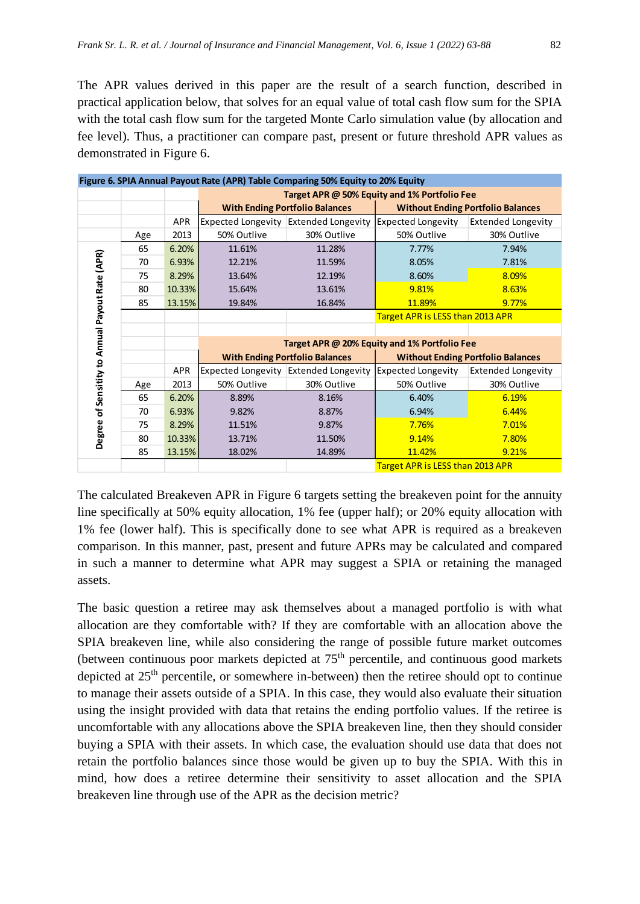The APR values derived in this paper are the result of a search function, described in practical application below, that solves for an equal value of total cash flow sum for the SPIA with the total cash flow sum for the targeted Monte Carlo simulation value (by allocation and fee level). Thus, a practitioner can compare past, present or future threshold APR values as demonstrated in Figure 6.

**Figure 6. SPIA Annual Payout Rate (APR) Table Comparing 50% Equity to 20% Equity**

| Degree of Sensitity to Annual Payout Rate (APR) | | | Target APR @ 50% Equity and 1% Portfolio Fee | | | |
|---|---|---|---|---|---|---|
| | | | With Ending Portfolio Balances | | Without Ending Portfolio Balances | |
| | | APR | Expected Longevity | Extended Longevity | Expected Longevity | Extended Longevity |
| | Age | 2013 | 50% Outlive | 30% Outlive | 50% Outlive | 30% Outlive |
| | 65 | 6.20% | 11.61% | 11.28% | 7.77% | 7.94% |
| | 70 | 6.93% | 12.21% | 11.59% | 8.05% | 7.81% |
| | 75 | 8.29% | 13.64% | 12.19% | 8.60% | 8.09% |
| | 80 | 10.33% | 15.64% | 13.61% | 9.81% | 8.63% |
| | 85 | 13.15% | 19.84% | 16.84% | 11.89% | 9.77% |
| | | | | | Target APR is LESS than 2013 APR | |
| | | | Target APR @ 20% Equity and 1% Portfolio Fee | | | |
| | | | With Ending Portfolio Balances | | Without Ending Portfolio Balances | |
| | | APR | Expected Longevity | Extended Longevity | Expected Longevity | Extended Longevity |
| | Age | 2013 | 50% Outlive | 30% Outlive | 50% Outlive | 30% Outlive |
| | 65 | 6.20% | 8.89% | 8.16% | 6.40% | 6.19% |
| | 70 | 6.93% | 9.82% | 8.87% | 6.94% | 6.44% |
| | 75 | 8.29% | 11.51% | 9.87% | 7.76% | 7.01% |
| | 80 | 10.33% | 13.71% | 11.50% | 9.14% | 7.80% |
| | 85 | 13.15% | 18.02% | 14.89% | 11.42% | 9.21% |
| | | | | | Target APR is LESS than 2013 APR | |

The calculated Breakeven APR in Figure 6 targets setting the breakeven point for the annuity line specifically at 50% equity allocation, 1% fee (upper half); or 20% equity allocation with 1% fee (lower half). This is specifically done to see what APR is required as a breakeven comparison. In this manner, past, present and future APRs may be calculated and compared in such a manner to determine what APR may suggest a SPIA or retaining the managed assets.

The basic question a retiree may ask themselves about a managed portfolio is with what allocation are they comfortable with? If they are comfortable with an allocation above the SPIA breakeven line, while also considering the range of possible future market outcomes (between continuous poor markets depicted at 75$^{th}$ percentile, and continuous good markets depicted at 25$^{th}$ percentile, or somewhere in-between) then the retiree should opt to continue to manage their assets outside of a SPIA. In this case, they would also evaluate their situation using the insight provided with data that retains the ending portfolio values. If the retiree is uncomfortable with any allocations above the SPIA breakeven line, then they should consider buying a SPIA with their assets. In which case, the evaluation should use data that does not retain the portfolio balances since those would be given up to buy the SPIA. With this in mind, how does a retiree determine their sensitivity to asset allocation and the SPIA breakeven line through use of the APR as the decision metric?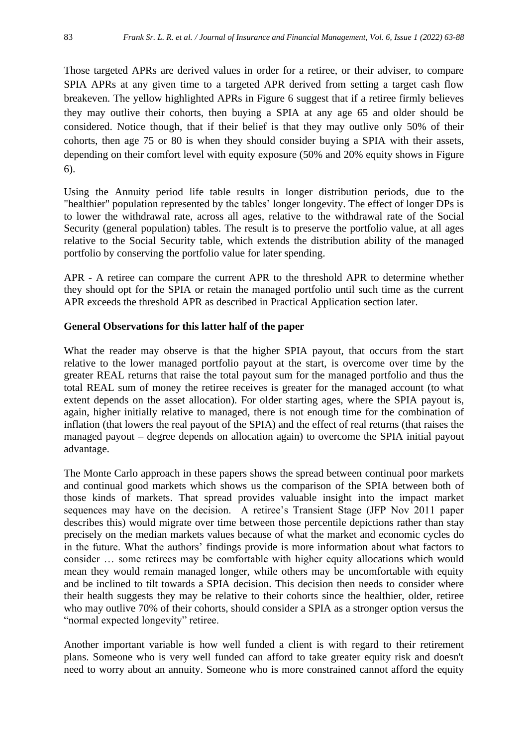Those targeted APRs are derived values in order for a retiree, or their adviser, to compare SPIA APRs at any given time to a targeted APR derived from setting a target cash flow breakeven. The yellow highlighted APRs in Figure 6 suggest that if a retiree firmly believes they may outlive their cohorts, then buying a SPIA at any age 65 and older should be considered. Notice though, that if their belief is that they may outlive only 50% of their cohorts, then age 75 or 80 is when they should consider buying a SPIA with their assets, depending on their comfort level with equity exposure (50% and 20% equity shows in Figure 6).

Using the Annuity period life table results in longer distribution periods, due to the "healthier" population represented by the tables' longer longevity. The effect of longer DPs is to lower the withdrawal rate, across all ages, relative to the withdrawal rate of the Social Security (general population) tables. The result is to preserve the portfolio value, at all ages relative to the Social Security table, which extends the distribution ability of the managed portfolio by conserving the portfolio value for later spending.

APR - A retiree can compare the current APR to the threshold APR to determine whether they should opt for the SPIA or retain the managed portfolio until such time as the current APR exceeds the threshold APR as described in Practical Application section later.

**General Observations for this latter half of the paper**

What the reader may observe is that the higher SPIA payout, that occurs from the start relative to the lower managed portfolio payout at the start, is overcome over time by the greater REAL returns that raise the total payout sum for the managed portfolio and thus the total REAL sum of money the retiree receives is greater for the managed account (to what extent depends on the asset allocation). For older starting ages, where the SPIA payout is, again, higher initially relative to managed, there is not enough time for the combination of inflation (that lowers the real payout of the SPIA) and the effect of real returns (that raises the managed payout – degree depends on allocation again) to overcome the SPIA initial payout advantage.

The Monte Carlo approach in these papers shows the spread between continual poor markets and continual good markets which shows us the comparison of the SPIA between both of those kinds of markets. That spread provides valuable insight into the impact market sequences may have on the decision. A retiree's Transient Stage (JFP Nov 2011 paper describes this) would migrate over time between those percentile depictions rather than stay precisely on the median markets values because of what the market and economic cycles do in the future. What the authors' findings provide is more information about what factors to consider … some retirees may be comfortable with higher equity allocations which would mean they would remain managed longer, while others may be uncomfortable with equity and be inclined to tilt towards a SPIA decision. This decision then needs to consider where their health suggests they may be relative to their cohorts since the healthier, older, retiree who may outlive 70% of their cohorts, should consider a SPIA as a stronger option versus the "normal expected longevity" retiree.

Another important variable is how well funded a client is with regard to their retirement plans. Someone who is very well funded can afford to take greater equity risk and doesn't need to worry about an annuity. Someone who is more constrained cannot afford the equity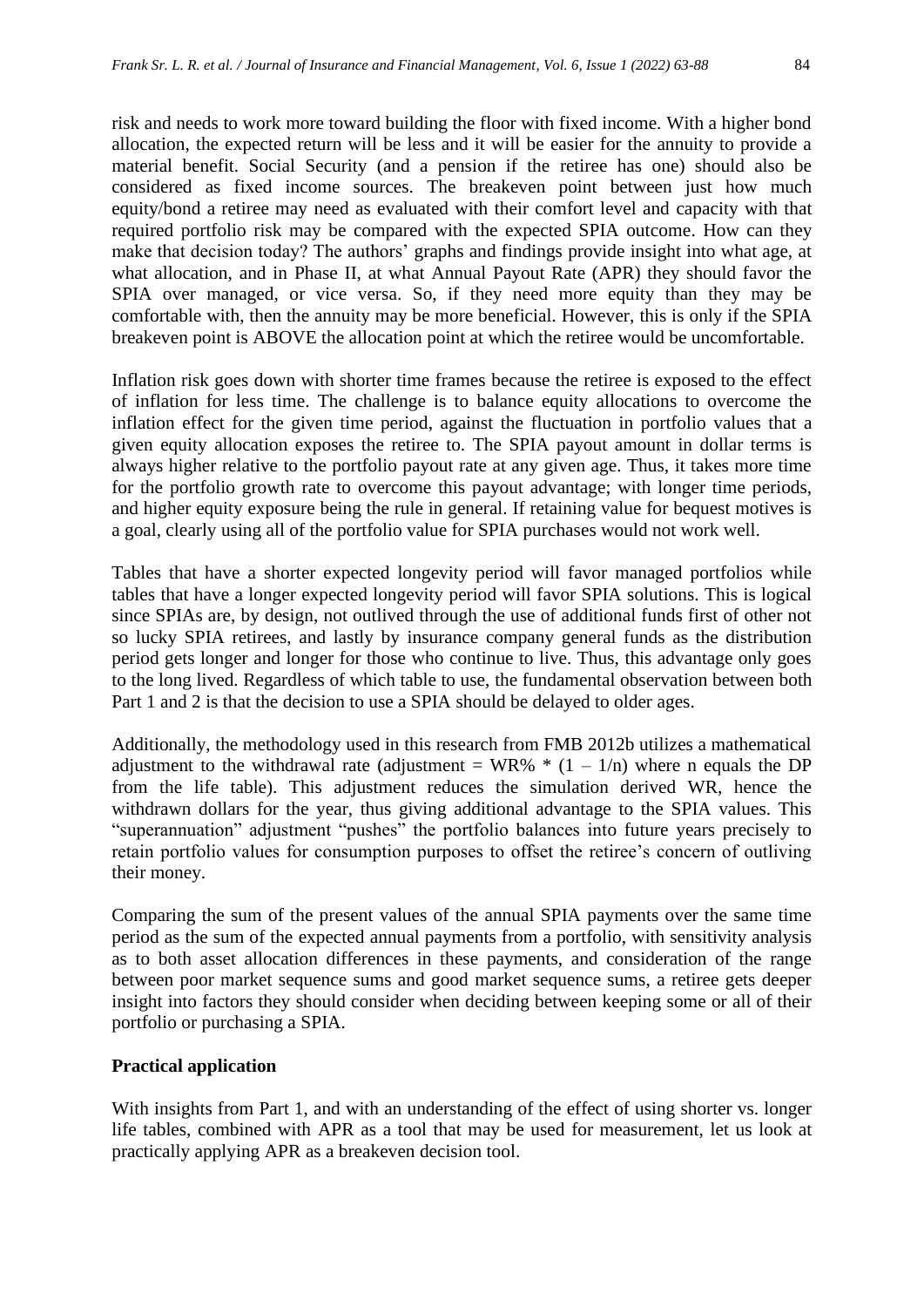risk and needs to work more toward building the floor with fixed income. With a higher bond allocation, the expected return will be less and it will be easier for the annuity to provide a material benefit. Social Security (and a pension if the retiree has one) should also be considered as fixed income sources. The breakeven point between just how much equity/bond a retiree may need as evaluated with their comfort level and capacity with that required portfolio risk may be compared with the expected SPIA outcome. How can they make that decision today? The authors' graphs and findings provide insight into what age, at what allocation, and in Phase II, at what Annual Payout Rate (APR) they should favor the SPIA over managed, or vice versa. So, if they need more equity than they may be comfortable with, then the annuity may be more beneficial. However, this is only if the SPIA breakeven point is ABOVE the allocation point at which the retiree would be uncomfortable.

Inflation risk goes down with shorter time frames because the retiree is exposed to the effect of inflation for less time. The challenge is to balance equity allocations to overcome the inflation effect for the given time period, against the fluctuation in portfolio values that a given equity allocation exposes the retiree to. The SPIA payout amount in dollar terms is always higher relative to the portfolio payout rate at any given age. Thus, it takes more time for the portfolio growth rate to overcome this payout advantage; with longer time periods, and higher equity exposure being the rule in general. If retaining value for bequest motives is a goal, clearly using all of the portfolio value for SPIA purchases would not work well.

Tables that have a shorter expected longevity period will favor managed portfolios while tables that have a longer expected longevity period will favor SPIA solutions. This is logical since SPIAs are, by design, not outlived through the use of additional funds first of other not so lucky SPIA retirees, and lastly by insurance company general funds as the distribution period gets longer and longer for those who continue to live. Thus, this advantage only goes to the long lived. Regardless of which table to use, the fundamental observation between both Part 1 and 2 is that the decision to use a SPIA should be delayed to older ages.

Additionally, the methodology used in this research from FMB 2012b utilizes a mathematical adjustment to the withdrawal rate (adjustment = $WR\% * (1 - 1/n)$ where n equals the DP from the life table). This adjustment reduces the simulation derived WR, hence the withdrawn dollars for the year, thus giving additional advantage to the SPIA values. This "superannuation" adjustment "pushes" the portfolio balances into future years precisely to retain portfolio values for consumption purposes to offset the retiree's concern of outliving their money.

Comparing the sum of the present values of the annual SPIA payments over the same time period as the sum of the expected annual payments from a portfolio, with sensitivity analysis as to both asset allocation differences in these payments, and consideration of the range between poor market sequence sums and good market sequence sums, a retiree gets deeper insight into factors they should consider when deciding between keeping some or all of their portfolio or purchasing a SPIA.

**Practical application**

With insights from Part 1, and with an understanding of the effect of using shorter vs. longer life tables, combined with APR as a tool that may be used for measurement, let us look at practically applying APR as a breakeven decision tool.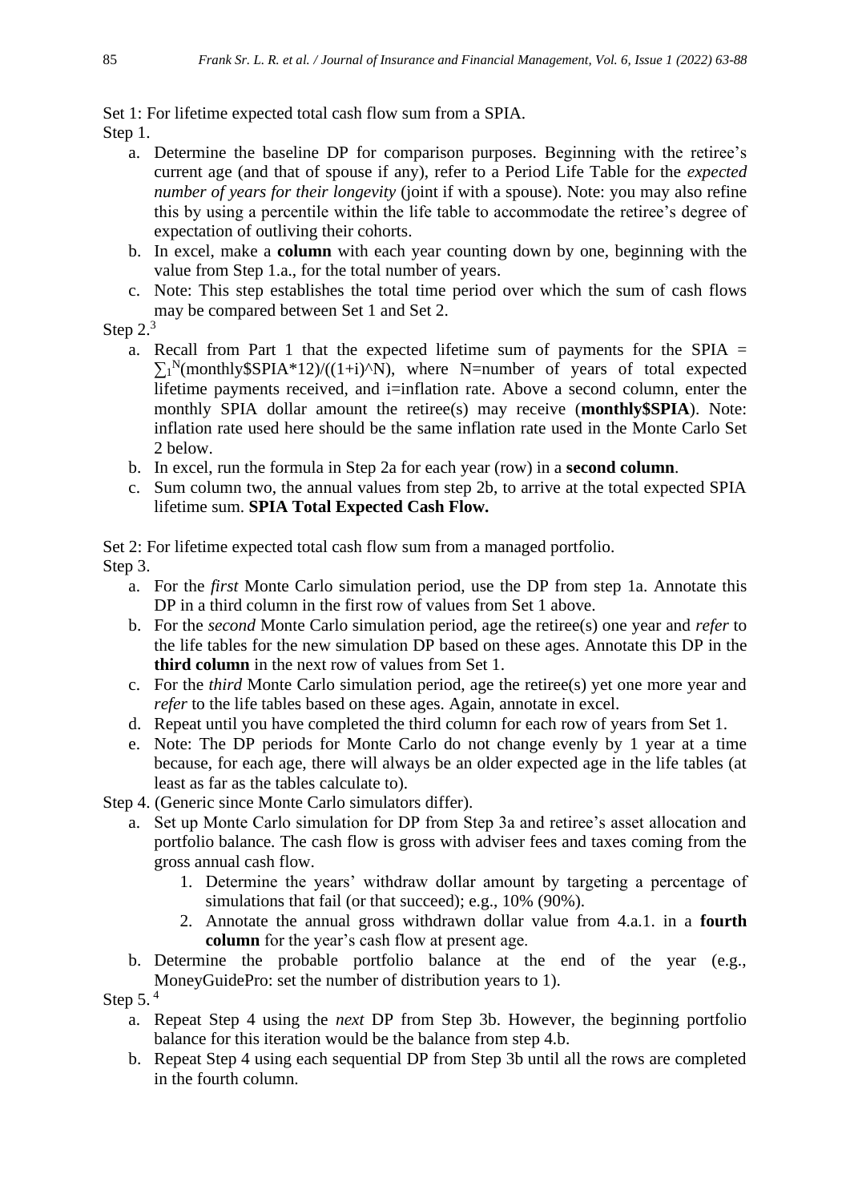Set 1: For lifetime expected total cash flow sum from a SPIA.

Step 1.

a. Determine the baseline DP for comparison purposes. Beginning with the retiree's current age (and that of spouse if any), refer to a Period Life Table for the *expected number of years for their longevity* (joint if with a spouse). Note: you may also refine this by using a percentile within the life table to accommodate the retiree's degree of expectation of outliving their cohorts.
b. In excel, make a **column** with each year counting down by one, beginning with the value from Step 1.a., for the total number of years.
c. Note: This step establishes the total time period over which the sum of cash flows may be compared between Set 1 and Set 2.

Step 2.[3]

a. Recall from Part 1 that the expected lifetime sum of payments for the SPIA = $\sum_1^N$(monthly$SPIA*12)/((1+i)^N), where N=number of years of total expected lifetime payments received, and i=inflation rate. Above a second column, enter the monthly SPIA dollar amount the retiree(s) may receive (**monthly$SPIA**). Note: inflation rate used here should be the same inflation rate used in the Monte Carlo Set 2 below.
b. In excel, run the formula in Step 2a for each year (row) in a **second column**.
c. Sum column two, the annual values from step 2b, to arrive at the total expected SPIA lifetime sum. **SPIA Total Expected Cash Flow.**

Set 2: For lifetime expected total cash flow sum from a managed portfolio.

Step 3.

a. For the *first* Monte Carlo simulation period, use the DP from step 1a. Annotate this DP in a third column in the first row of values from Set 1 above.
b. For the *second* Monte Carlo simulation period, age the retiree(s) one year and *refer* to the life tables for the new simulation DP based on these ages. Annotate this DP in the **third column** in the next row of values from Set 1.
c. For the *third* Monte Carlo simulation period, age the retiree(s) yet one more year and *refer* to the life tables based on these ages. Again, annotate in excel.
d. Repeat until you have completed the third column for each row of years from Set 1.
e. Note: The DP periods for Monte Carlo do not change evenly by 1 year at a time because, for each age, there will always be an older expected age in the life tables (at least as far as the tables calculate to).

Step 4. (Generic since Monte Carlo simulators differ).

a. Set up Monte Carlo simulation for DP from Step 3a and retiree's asset allocation and portfolio balance. The cash flow is gross with adviser fees and taxes coming from the gross annual cash flow.
    1. Determine the years' withdraw dollar amount by targeting a percentage of simulations that fail (or that succeed); e.g., 10% (90%).
    2. Annotate the annual gross withdrawn dollar value from 4.a.1. in a **fourth column** for the year's cash flow at present age.
b. Determine the probable portfolio balance at the end of the year (e.g., MoneyGuidePro: set the number of distribution years to 1).

Step 5.[4]

a. Repeat Step 4 using the *next* DP from Step 3b. However, the beginning portfolio balance for this iteration would be the balance from step 4.b.
b. Repeat Step 4 using each sequential DP from Step 3b until all the rows are completed in the fourth column.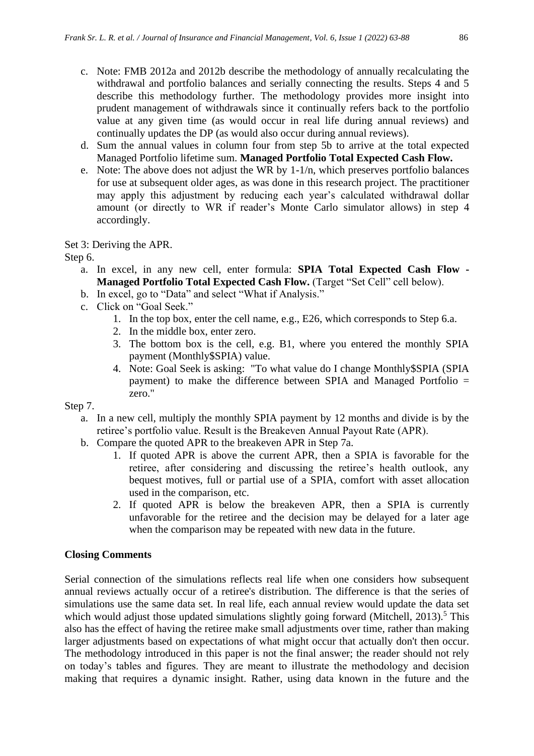c. Note: FMB 2012a and 2012b describe the methodology of annually recalculating the withdrawal and portfolio balances and serially connecting the results. Steps 4 and 5 describe this methodology further. The methodology provides more insight into prudent management of withdrawals since it continually refers back to the portfolio value at any given time (as would occur in real life during annual reviews) and continually updates the DP (as would also occur during annual reviews).

d. Sum the annual values in column four from step 5b to arrive at the total expected Managed Portfolio lifetime sum. **Managed Portfolio Total Expected Cash Flow.**

e. Note: The above does not adjust the WR by 1-1/n, which preserves portfolio balances for use at subsequent older ages, as was done in this research project. The practitioner may apply this adjustment by reducing each year's calculated withdrawal dollar amount (or directly to WR if reader's Monte Carlo simulator allows) in step 4 accordingly.

Set 3: Deriving the APR.

Step 6.

a. In excel, in any new cell, enter formula: **SPIA Total Expected Cash Flow - Managed Portfolio Total Expected Cash Flow.** (Target "Set Cell" cell below).
b. In excel, go to "Data" and select "What if Analysis."
c. Click on "Goal Seek."
    1. In the top box, enter the cell name, e.g., E26, which corresponds to Step 6.a.
    2. In the middle box, enter zero.
    3. The bottom box is the cell, e.g. B1, where you entered the monthly SPIA payment (Monthly$SPIA) value.
    4. Note: Goal Seek is asking: "To what value do I change Monthly$SPIA (SPIA payment) to make the difference between SPIA and Managed Portfolio = zero."

Step 7.

a. In a new cell, multiply the monthly SPIA payment by 12 months and divide is by the retiree's portfolio value. Result is the Breakeven Annual Payout Rate (APR).
b. Compare the quoted APR to the breakeven APR in Step 7a.
    1. If quoted APR is above the current APR, then a SPIA is favorable for the retiree, after considering and discussing the retiree's health outlook, any bequest motives, full or partial use of a SPIA, comfort with asset allocation used in the comparison, etc.
    2. If quoted APR is below the breakeven APR, then a SPIA is currently unfavorable for the retiree and the decision may be delayed for a later age when the comparison may be repeated with new data in the future.

## Closing Comments

Serial connection of the simulations reflects real life when one considers how subsequent annual reviews actually occur of a retiree's distribution. The difference is that the series of simulations use the same data set. In real life, each annual review would update the data set which would adjust those updated simulations slightly going forward (Mitchell, 2013).[5] This also has the effect of having the retiree make small adjustments over time, rather than making larger adjustments based on expectations of what might occur that actually don't then occur. The methodology introduced in this paper is not the final answer; the reader should not rely on today's tables and figures. They are meant to illustrate the methodology and decision making that requires a dynamic insight. Rather, using data known in the future and the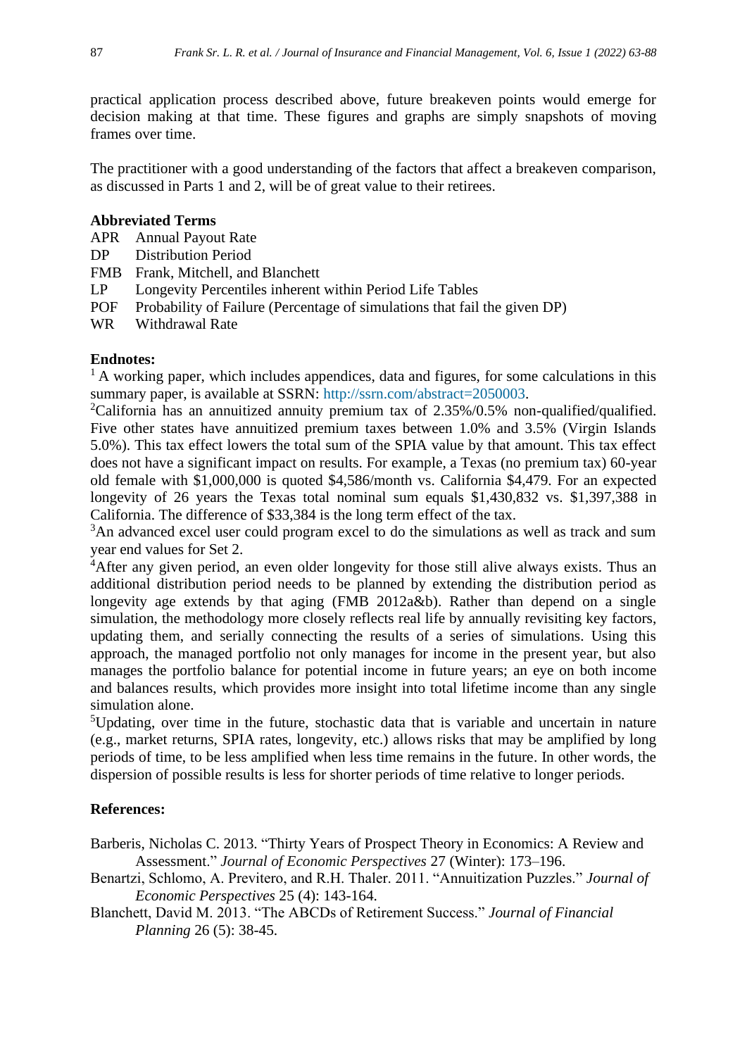practical application process described above, future breakeven points would emerge for decision making at that time. These figures and graphs are simply snapshots of moving frames over time.

The practitioner with a good understanding of the factors that affect a breakeven comparison, as discussed in Parts 1 and 2, will be of great value to their retirees.

**Abbreviated Terms**

APR  Annual Payout Rate
DP  Distribution Period
FMB  Frank, Mitchell, and Blanchett
LP  Longevity Percentiles inherent within Period Life Tables
POF  Probability of Failure (Percentage of simulations that fail the given DP)
WR  Withdrawal Rate

**Endnotes:**

[1] A working paper, which includes appendices, data and figures, for some calculations in this summary paper, is available at SSRN: http://ssrn.com/abstract=2050003.

[2]California has an annuitized annuity premium tax of 2.35%/0.5% non-qualified/qualified. Five other states have annuitized premium taxes between 1.0% and 3.5% (Virgin Islands 5.0%). This tax effect lowers the total sum of the SPIA value by that amount. This tax effect does not have a significant impact on results. For example, a Texas (no premium tax) 60-year old female with $1,000,000 is quoted $4,586/month vs. California $4,479. For an expected longevity of 26 years the Texas total nominal sum equals $1,430,832 vs. $1,397,388 in California. The difference of $33,384 is the long term effect of the tax.

[3]An advanced excel user could program excel to do the simulations as well as track and sum year end values for Set 2.

[4]After any given period, an even older longevity for those still alive always exists. Thus an additional distribution period needs to be planned by extending the distribution period as longevity age extends by that aging (FMB 2012a&b). Rather than depend on a single simulation, the methodology more closely reflects real life by annually revisiting key factors, updating them, and serially connecting the results of a series of simulations. Using this approach, the managed portfolio not only manages for income in the present year, but also manages the portfolio balance for potential income in future years; an eye on both income and balances results, which provides more insight into total lifetime income than any single simulation alone.

[5]Updating, over time in the future, stochastic data that is variable and uncertain in nature (e.g., market returns, SPIA rates, longevity, etc.) allows risks that may be amplified by long periods of time, to be less amplified when less time remains in the future. In other words, the dispersion of possible results is less for shorter periods of time relative to longer periods.

**References:**

Barberis, Nicholas C. 2013. "Thirty Years of Prospect Theory in Economics: A Review and Assessment." *Journal of Economic Perspectives* 27 (Winter): 173–196.

Benartzi, Schlomo, A. Previtero, and R.H. Thaler. 2011. "Annuitization Puzzles." *Journal of Economic Perspectives* 25 (4): 143-164.

Blanchett, David M. 2013. "The ABCDs of Retirement Success." *Journal of Financial Planning* 26 (5): 38-45.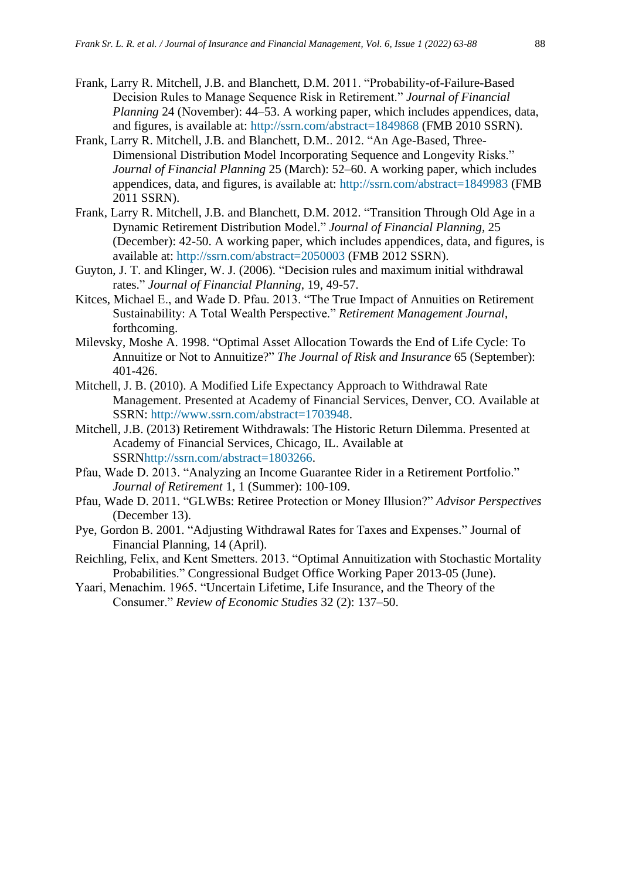Frank, Larry R. Mitchell, J.B. and Blanchett, D.M. 2011. "Probability-of-Failure-Based Decision Rules to Manage Sequence Risk in Retirement." *Journal of Financial Planning* 24 (November): 44–53. A working paper, which includes appendices, data, and figures, is available at: http://ssrn.com/abstract=1849868 (FMB 2010 SSRN).

Frank, Larry R. Mitchell, J.B. and Blanchett, D.M.. 2012. "An Age-Based, Three-Dimensional Distribution Model Incorporating Sequence and Longevity Risks." *Journal of Financial Planning* 25 (March): 52–60. A working paper, which includes appendices, data, and figures, is available at: http://ssrn.com/abstract=1849983 (FMB 2011 SSRN).

Frank, Larry R. Mitchell, J.B. and Blanchett, D.M. 2012. "Transition Through Old Age in a Dynamic Retirement Distribution Model." *Journal of Financial Planning,* 25 (December): 42-50. A working paper, which includes appendices, data, and figures, is available at: http://ssrn.com/abstract=2050003 (FMB 2012 SSRN).

Guyton, J. T. and Klinger, W. J. (2006). "Decision rules and maximum initial withdrawal rates." *Journal of Financial Planning*, 19, 49-57.

Kitces, Michael E., and Wade D. Pfau. 2013. "The True Impact of Annuities on Retirement Sustainability: A Total Wealth Perspective." *Retirement Management Journal*, forthcoming.

Milevsky, Moshe A. 1998. "Optimal Asset Allocation Towards the End of Life Cycle: To Annuitize or Not to Annuitize?" *The Journal of Risk and Insurance* 65 (September): 401-426.

Mitchell, J. B. (2010). A Modified Life Expectancy Approach to Withdrawal Rate Management. Presented at Academy of Financial Services, Denver, CO. Available at SSRN: http://www.ssrn.com/abstract=1703948.

Mitchell, J.B. (2013) Retirement Withdrawals: The Historic Return Dilemma. Presented at Academy of Financial Services, Chicago, IL. Available at SSRNhttp://ssrn.com/abstract=1803266.

Pfau, Wade D. 2013. "Analyzing an Income Guarantee Rider in a Retirement Portfolio." *Journal of Retirement* 1, 1 (Summer): 100-109.

Pfau, Wade D. 2011. "GLWBs: Retiree Protection or Money Illusion?" *Advisor Perspectives* (December 13).

Pye, Gordon B. 2001. "Adjusting Withdrawal Rates for Taxes and Expenses." Journal of Financial Planning, 14 (April).

Reichling, Felix, and Kent Smetters. 2013. "Optimal Annuitization with Stochastic Mortality Probabilities." Congressional Budget Office Working Paper 2013-05 (June).

Yaari, Menachim. 1965. "Uncertain Lifetime, Life Insurance, and the Theory of the Consumer." *Review of Economic Studies* 32 (2): 137–50.